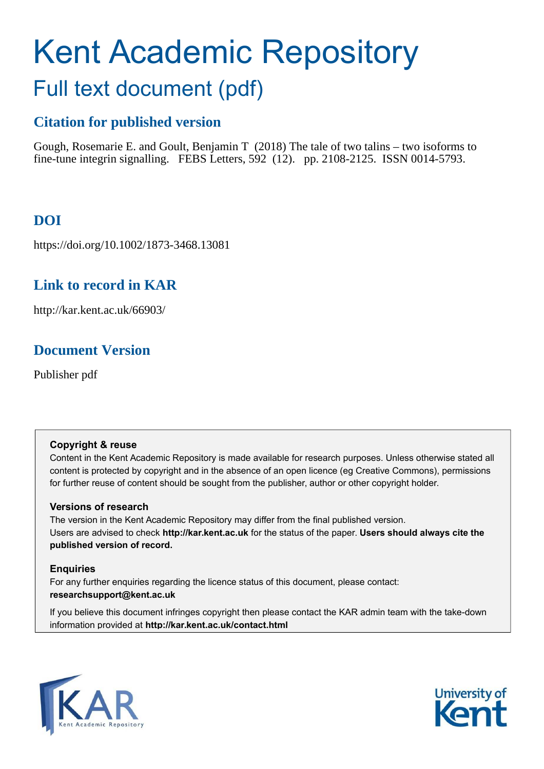# Kent Academic Repository

## Full text document (pdf)

### Citation for published version

Gough, Rosemarie E. and Goult, Benjamin T (2018) The tale of two talins – two isoforms to fine-tune integrin signalling. FEBS Letters, 592 (12). pp. 2108-2125. ISSN 0014-5793.

### DOI

https://doi.org/10.1002/1873-3468.13081

### Link to record in KAR

http://kar.kent.ac.uk/66903/

### Document Version

Publisher pdf

**Copyright & reuse**

Content in the Kent Academic Repository is made available for research purposes. Unless otherwise stated all content is protected by copyright and in the absence of an open licence (eg Creative Commons), permissions for further reuse of content should be sought from the publisher, author or other copyright holder.

**Versions of research**

The version in the Kent Academic Repository may differ from the final published version. Users are advised to check **http://kar.kent.ac.uk** for the status of the paper. **Users should always cite the published version of record.**

**Enquiries**

For any further enquiries regarding the licence status of this document, please contact: **researchsupport@kent.ac.uk**

If you believe this document infringes copyright then please contact the KAR admin team with the take-down information provided at **http://kar.kent.ac.uk/contact.html**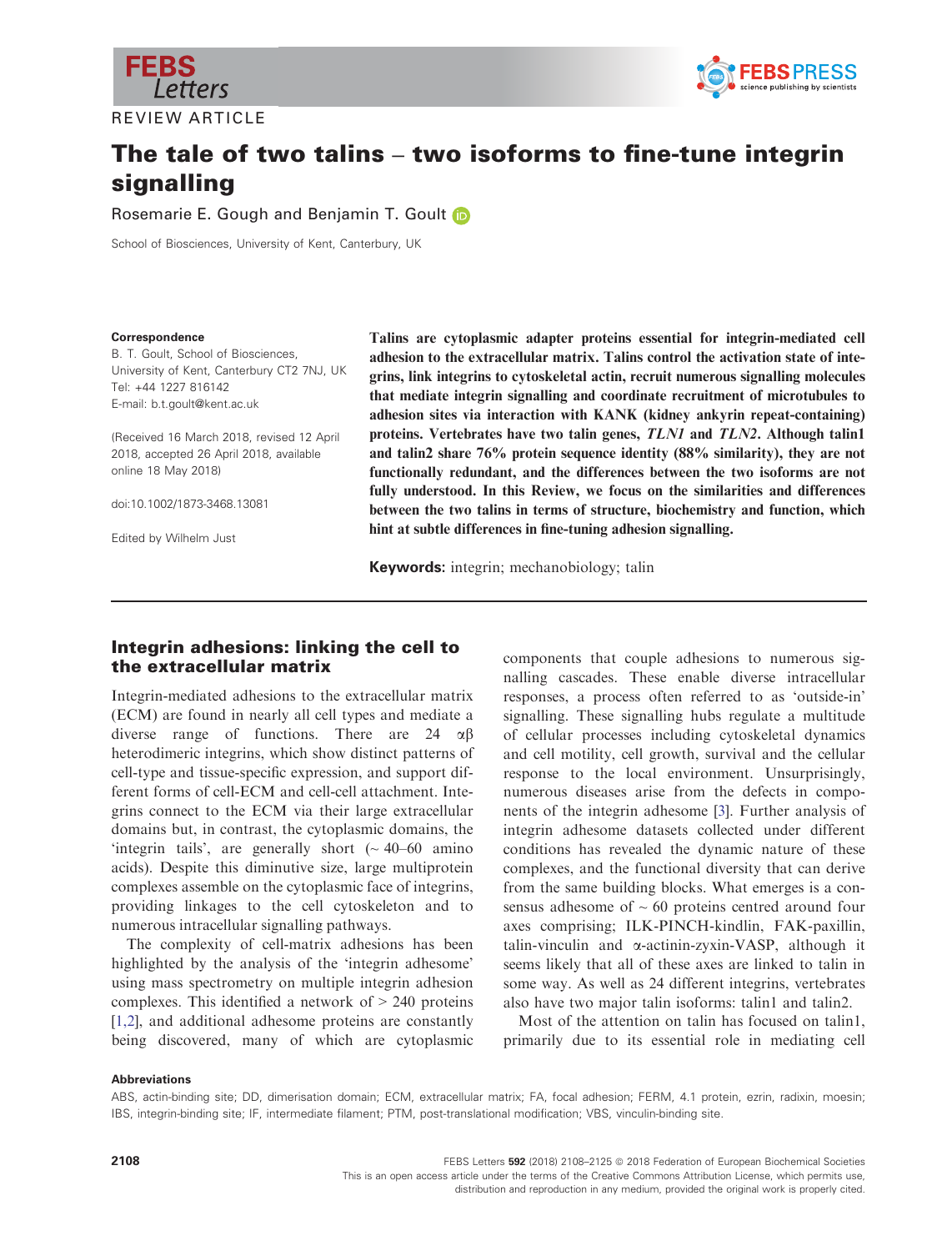REVIEW ARTICLE

# The tale of two talins – two isoforms to fine-tune integrin signalling

Rosemarie E. Gough and Benjamin T. Goult

School of Biosciences, University of Kent, Canterbury, UK

**Correspondence**
B. T. Goult, School of Biosciences, University of Kent, Canterbury CT2 7NJ, UK
Tel: +44 1227 816142
E-mail: b.t.goult@kent.ac.uk

(Received 16 March 2018, revised 12 April 2018, accepted 26 April 2018, available online 18 May 2018)

doi:10.1002/1873-3468.13081

Edited by Wilhelm Just

**Talins are cytoplasmic adapter proteins essential for integrin-mediated cell adhesion to the extracellular matrix. Talins control the activation state of integrins, link integrins to cytoskeletal actin, recruit numerous signalling molecules that mediate integrin signalling and coordinate recruitment of microtubules to adhesion sites via interaction with KANK (kidney ankyrin repeat-containing) proteins. Vertebrates have two talin genes, *TLN1* and *TLN2*. Although talin1 and talin2 share 76% protein sequence identity (88% similarity), they are not functionally redundant, and the differences between the two isoforms are not fully understood. In this Review, we focus on the similarities and differences between the two talins in terms of structure, biochemistry and function, which hint at subtle differences in fine-tuning adhesion signalling.**

**Keywords:** integrin; mechanobiology; talin

## Integrin adhesions: linking the cell to the extracellular matrix

Integrin-mediated adhesions to the extracellular matrix (ECM) are found in nearly all cell types and mediate a diverse range of functions. There are 24 αβ heterodimeric integrins, which show distinct patterns of cell-type and tissue-specific expression, and support different forms of cell-ECM and cell-cell attachment. Integrins connect to the ECM via their large extracellular domains but, in contrast, the cytoplasmic domains, the 'integrin tails', are generally short (~ 40–60 amino acids). Despite this diminutive size, large multiprotein complexes assemble on the cytoplasmic face of integrins, providing linkages to the cell cytoskeleton and to numerous intracellular signalling pathways.

The complexity of cell-matrix adhesions has been highlighted by the analysis of the 'integrin adhesome' using mass spectrometry on multiple integrin adhesion complexes. This identified a network of > 240 proteins [1,2], and additional adhesome proteins are constantly being discovered, many of which are cytoplasmic components that couple adhesions to numerous signalling cascades. These enable diverse intracellular responses, a process often referred to as 'outside-in' signalling. These signalling hubs regulate a multitude of cellular processes including cytoskeletal dynamics and cell motility, cell growth, survival and the cellular response to the local environment. Unsurprisingly, numerous diseases arise from the defects in components of the integrin adhesome [3]. Further analysis of integrin adhesome datasets collected under different conditions has revealed the dynamic nature of these complexes, and the functional diversity that can derive from the same building blocks. What emerges is a consensus adhesome of ~ 60 proteins centred around four axes comprising; ILK-PINCH-kindlin, FAK-paxillin, talin-vinculin and α-actinin-zyxin-VASP, although it seems likely that all of these axes are linked to talin in some way. As well as 24 different integrins, vertebrates also have two major talin isoforms: talin1 and talin2.

Most of the attention on talin has focused on talin1, primarily due to its essential role in mediating cell

**Abbreviations**
ABS, actin-binding site; DD, dimerisation domain; ECM, extracellular matrix; FA, focal adhesion; FERM, 4.1 protein, ezrin, radixin, moesin; IBS, integrin-binding site; IF, intermediate filament; PTM, post-translational modification; VBS, vinculin-binding site.

This is an open access article under the terms of the Creative Commons Attribution License, which permits use, distribution and reproduction in any medium, provided the original work is properly cited.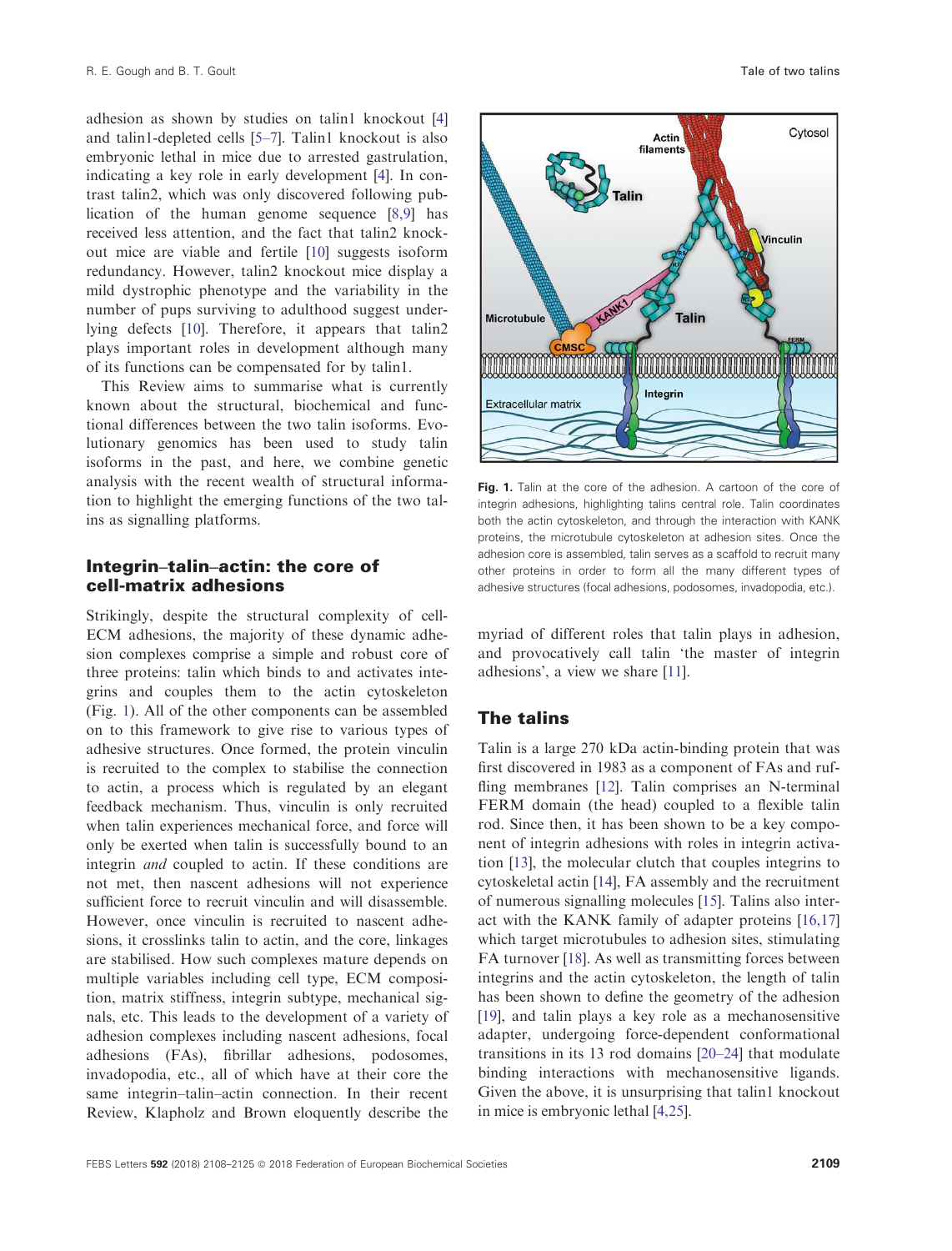adhesion as shown by studies on talin1 knockout [4] and talin1-depleted cells [5–7]. Talin1 knockout is also embryonic lethal in mice due to arrested gastrulation, indicating a key role in early development [4]. In contrast talin2, which was only discovered following publication of the human genome sequence [8,9] has received less attention, and the fact that talin2 knockout mice are viable and fertile [10] suggests isoform redundancy. However, talin2 knockout mice display a mild dystrophic phenotype and the variability in the number of pups surviving to adulthood suggest underlying defects [10]. Therefore, it appears that talin2 plays important roles in development although many of its functions can be compensated for by talin1.

This Review aims to summarise what is currently known about the structural, biochemical and functional differences between the two talin isoforms. Evolutionary genomics has been used to study talin isoforms in the past, and here, we combine genetic analysis with the recent wealth of structural information to highlight the emerging functions of the two talins as signalling platforms.

## Integrin–talin–actin: the core of cell-matrix adhesions

Strikingly, despite the structural complexity of cell-ECM adhesions, the majority of these dynamic adhesion complexes comprise a simple and robust core of three proteins: talin which binds to and activates integrins and couples them to the actin cytoskeleton (Fig. 1). All of the other components can be assembled on to this framework to give rise to various types of adhesive structures. Once formed, the protein vinculin is recruited to the complex to stabilise the connection to actin, a process which is regulated by an elegant feedback mechanism. Thus, vinculin is only recruited when talin experiences mechanical force, and force will only be exerted when talin is successfully bound to an integrin *and* coupled to actin. If these conditions are not met, then nascent adhesions will not experience sufficient force to recruit vinculin and will disassemble. However, once vinculin is recruited to nascent adhesions, it crosslinks talin to actin, and the core, linkages are stabilised. How such complexes mature depends on multiple variables including cell type, ECM composition, matrix stiffness, integrin subtype, mechanical signals, etc. This leads to the development of a variety of adhesion complexes including nascent adhesions, focal adhesions (FAs), fibrillar adhesions, podosomes, invadopodia, etc., all of which have at their core the same integrin–talin–actin connection. In their recent Review, Klapholz and Brown eloquently describe the myriad of different roles that talin plays in adhesion, and provocatively call talin 'the master of integrin adhesions', a view we share [11].

**Fig. 1.** Talin at the core of the adhesion. A cartoon of the core of integrin adhesions, highlighting talins central role. Talin coordinates both the actin cytoskeleton, and through the interaction with KANK proteins, the microtubule cytoskeleton at adhesion sites. Once the adhesion core is assembled, talin serves as a scaffold to recruit many other proteins in order to form all the many different types of adhesive structures (focal adhesions, podosomes, invadopodia, etc.).

## The talins

Talin is a large 270 kDa actin-binding protein that was first discovered in 1983 as a component of FAs and ruffling membranes [12]. Talin comprises an N-terminal FERM domain (the head) coupled to a flexible talin rod. Since then, it has been shown to be a key component of integrin adhesions with roles in integrin activation [13], the molecular clutch that couples integrins to cytoskeletal actin [14], FA assembly and the recruitment of numerous signalling molecules [15]. Talins also interact with the KANK family of adapter proteins [16,17] which target microtubules to adhesion sites, stimulating FA turnover [18]. As well as transmitting forces between integrins and the actin cytoskeleton, the length of talin has been shown to define the geometry of the adhesion [19], and talin plays a key role as a mechanosensitive adapter, undergoing force-dependent conformational transitions in its 13 rod domains [20–24] that modulate binding interactions with mechanosensitive ligands. Given the above, it is unsurprising that talin1 knockout in mice is embryonic lethal [4,25].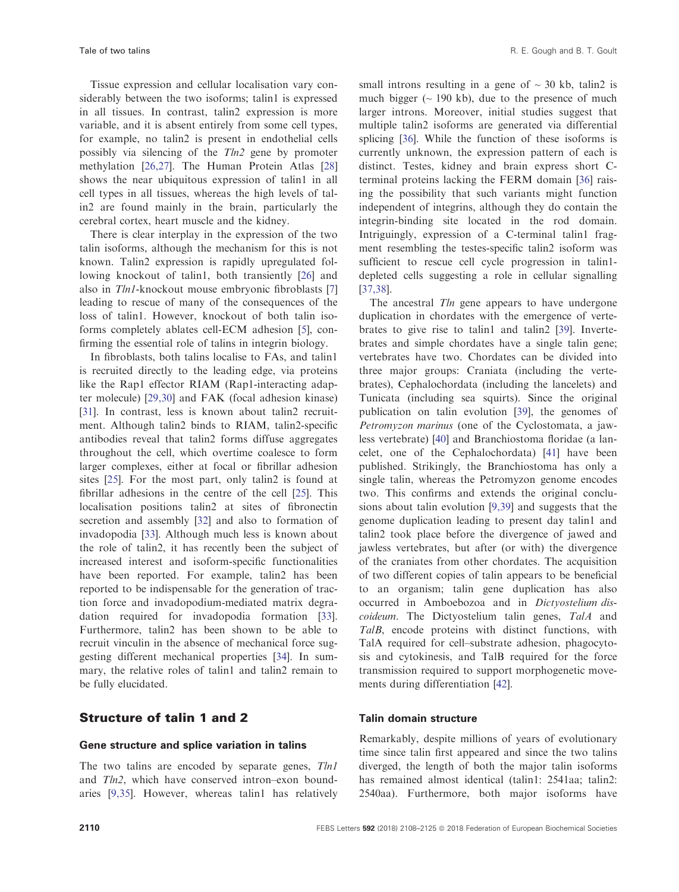Tissue expression and cellular localisation vary considerably between the two isoforms; talin1 is expressed in all tissues. In contrast, talin2 expression is more variable, and it is absent entirely from some cell types, for example, no talin2 is present in endothelial cells possibly via silencing of the *Tln2* gene by promoter methylation [26,27]. The Human Protein Atlas [28] shows the near ubiquitous expression of talin1 in all cell types in all tissues, whereas the high levels of talin2 are found mainly in the brain, particularly the cerebral cortex, heart muscle and the kidney.

There is clear interplay in the expression of the two talin isoforms, although the mechanism for this is not known. Talin2 expression is rapidly upregulated following knockout of talin1, both transiently [26] and also in *Tln1*-knockout mouse embryonic fibroblasts [7] leading to rescue of many of the consequences of the loss of talin1. However, knockout of both talin isoforms completely ablates cell-ECM adhesion [5], confirming the essential role of talins in integrin biology.

In fibroblasts, both talins localise to FAs, and talin1 is recruited directly to the leading edge, via proteins like the Rap1 effector RIAM (Rap1-interacting adapter molecule) [29,30] and FAK (focal adhesion kinase) [31]. In contrast, less is known about talin2 recruitment. Although talin2 binds to RIAM, talin2-specific antibodies reveal that talin2 forms diffuse aggregates throughout the cell, which overtime coalesce to form larger complexes, either at focal or fibrillar adhesion sites [25]. For the most part, only talin2 is found at fibrillar adhesions in the centre of the cell [25]. This localisation positions talin2 at sites of fibronectin secretion and assembly [32] and also to formation of invadopodia [33]. Although much less is known about the role of talin2, it has recently been the subject of increased interest and isoform-specific functionalities have been reported. For example, talin2 has been reported to be indispensable for the generation of traction force and invadopodium-mediated matrix degradation required for invadopodia formation [33]. Furthermore, talin2 has been shown to be able to recruit vinculin in the absence of mechanical force suggesting different mechanical properties [34]. In summary, the relative roles of talin1 and talin2 remain to be fully elucidated.

## Structure of talin 1 and 2

### Gene structure and splice variation in talins

The two talins are encoded by separate genes, *Tln1* and *Tln2*, which have conserved intron–exon boundaries [9,35]. However, whereas talin1 has relatively small introns resulting in a gene of ~ 30 kb, talin2 is much bigger (~ 190 kb), due to the presence of much larger introns. Moreover, initial studies suggest that multiple talin2 isoforms are generated via differential splicing [36]. While the function of these isoforms is currently unknown, the expression pattern of each is distinct. Testes, kidney and brain express short C-terminal proteins lacking the FERM domain [36] raising the possibility that such variants might function independent of integrins, although they do contain the integrin-binding site located in the rod domain. Intriguingly, expression of a C-terminal talin1 fragment resembling the testes-specific talin2 isoform was sufficient to rescue cell cycle progression in talin1-depleted cells suggesting a role in cellular signalling [37,38].

The ancestral *Tln* gene appears to have undergone duplication in chordates with the emergence of vertebrates to give rise to talin1 and talin2 [39]. Invertebrates and simple chordates have a single talin gene; vertebrates have two. Chordates can be divided into three major groups: Craniata (including the vertebrates), Cephalochordata (including the lancelets) and Tunicata (including sea squirts). Since the original publication on talin evolution [39], the genomes of *Petromyzon marinus* (one of the Cyclostomata, a jawless vertebrate) [40] and Branchiostoma floridae (a lancelet, one of the Cephalochordata) [41] have been published. Strikingly, the Branchiostoma has only a single talin, whereas the Petromyzon genome encodes two. This confirms and extends the original conclusions about talin evolution [9,39] and suggests that the genome duplication leading to present day talin1 and talin2 took place before the divergence of jawed and jawless vertebrates, but after (or with) the divergence of the craniates from other chordates. The acquisition of two different copies of talin appears to be beneficial to an organism; talin gene duplication has also occurred in Amboebozoa and in *Dictyostelium discoideum*. The Dictyostelium talin genes, *TalA* and *TalB*, encode proteins with distinct functions, with TalA required for cell–substrate adhesion, phagocytosis and cytokinesis, and TalB required for the force transmission required to support morphogenetic movements during differentiation [42].

### Talin domain structure

Remarkably, despite millions of years of evolutionary time since talin first appeared and since the two talins diverged, the length of both the major talin isoforms has remained almost identical (talin1: 2541aa; talin2: 2540aa). Furthermore, both major isoforms have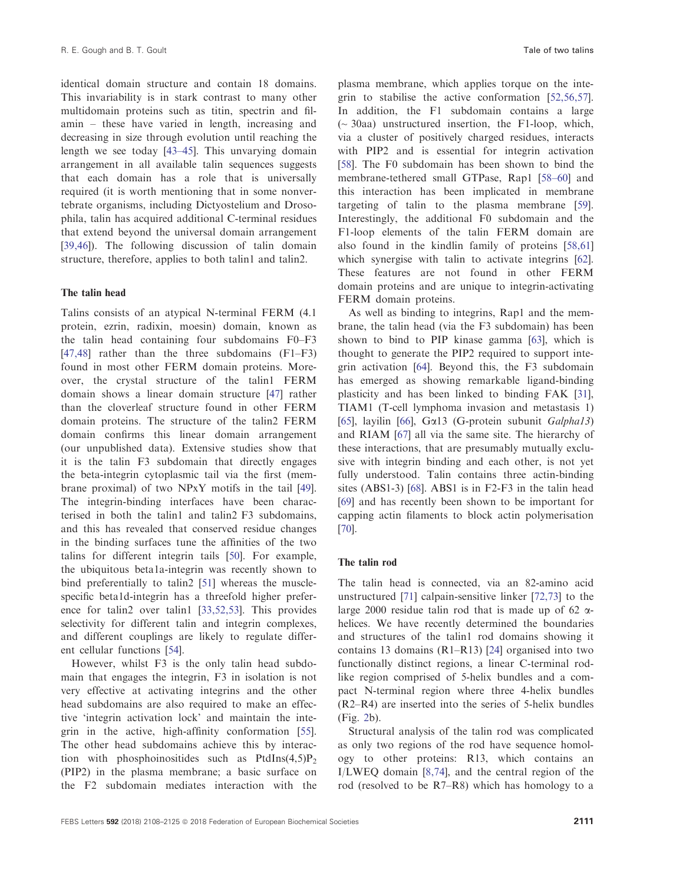identical domain structure and contain 18 domains. This invariability is in stark contrast to many other multidomain proteins such as titin, spectrin and filamin – these have varied in length, increasing and decreasing in size through evolution until reaching the length we see today [43–45]. This unvarying domain arrangement in all available talin sequences suggests that each domain has a role that is universally required (it is worth mentioning that in some nonvertebrate organisms, including Dictyostelium and Drosophila, talin has acquired additional C-terminal residues that extend beyond the universal domain arrangement [39,46]). The following discussion of talin domain structure, therefore, applies to both talin1 and talin2.

### The talin head

Talins consists of an atypical N-terminal FERM (4.1 protein, ezrin, radixin, moesin) domain, known as the talin head containing four subdomains F0–F3 [47,48] rather than the three subdomains (F1–F3) found in most other FERM domain proteins. Moreover, the crystal structure of the talin1 FERM domain shows a linear domain structure [47] rather than the cloverleaf structure found in other FERM domain proteins. The structure of the talin2 FERM domain confirms this linear domain arrangement (our unpublished data). Extensive studies show that it is the talin F3 subdomain that directly engages the beta-integrin cytoplasmic tail via the first (membrane proximal) of two NPxY motifs in the tail [49]. The integrin-binding interfaces have been characterised in both the talin1 and talin2 F3 subdomains, and this has revealed that conserved residue changes in the binding surfaces tune the affinities of the two talins for different integrin tails [50]. For example, the ubiquitous beta1a-integrin was recently shown to bind preferentially to talin2 [51] whereas the muscle-specific beta1d-integrin has a threefold higher preference for talin2 over talin1 [33,52,53]. This provides selectivity for different talin and integrin complexes, and different couplings are likely to regulate different cellular functions [54].

However, whilst F3 is the only talin head subdomain that engages the integrin, F3 in isolation is not very effective at activating integrins and the other head subdomains are also required to make an effective 'integrin activation lock' and maintain the integrin in the active, high-affinity conformation [55]. The other head subdomains achieve this by interaction with phosphoinositides such as PtdIns(4,5)$P_2$ (PIP2) in the plasma membrane; a basic surface on the F2 subdomain mediates interaction with the plasma membrane, which applies torque on the integrin to stabilise the active conformation [52,56,57]. In addition, the F1 subdomain contains a large (~ 30aa) unstructured insertion, the F1-loop, which, via a cluster of positively charged residues, interacts with PIP2 and is essential for integrin activation [58]. The F0 subdomain has been shown to bind the membrane-tethered small GTPase, Rap1 [58–60] and this interaction has been implicated in membrane targeting of talin to the plasma membrane [59]. Interestingly, the additional F0 subdomain and the F1-loop elements of the talin FERM domain are also found in the kindlin family of proteins [58,61] which synergise with talin to activate integrins [62]. These features are not found in other FERM domain proteins and are unique to integrin-activating FERM domain proteins.

As well as binding to integrins, Rap1 and the membrane, the talin head (via the F3 subdomain) has been shown to bind to PIP kinase gamma [63], which is thought to generate the PIP2 required to support integrin activation [64]. Beyond this, the F3 subdomain has emerged as showing remarkable ligand-binding plasticity and has been linked to binding FAK [31], TIAM1 (T-cell lymphoma invasion and metastasis 1) [65], layilin [66], Gα13 (G-protein subunit *Galpha13*) and RIAM [67] all via the same site. The hierarchy of these interactions, that are presumably mutually exclusive with integrin binding and each other, is not yet fully understood. Talin contains three actin-binding sites (ABS1-3) [68]. ABS1 is in F2-F3 in the talin head [69] and has recently been shown to be important for capping actin filaments to block actin polymerisation [70].

### The talin rod

The talin head is connected, via an 82-amino acid unstructured [71] calpain-sensitive linker [72,73] to the large 2000 residue talin rod that is made up of 62 α-helices. We have recently determined the boundaries and structures of the talin1 rod domains showing it contains 13 domains (R1–R13) [24] organised into two functionally distinct regions, a linear C-terminal rod-like region comprised of 5-helix bundles and a compact N-terminal region where three 4-helix bundles (R2–R4) are inserted into the series of 5-helix bundles (Fig. 2b).

Structural analysis of the talin rod was complicated as only two regions of the rod have sequence homology to other proteins: R13, which contains an I/LWEQ domain [8,74], and the central region of the rod (resolved to be R7–R8) which has homology to a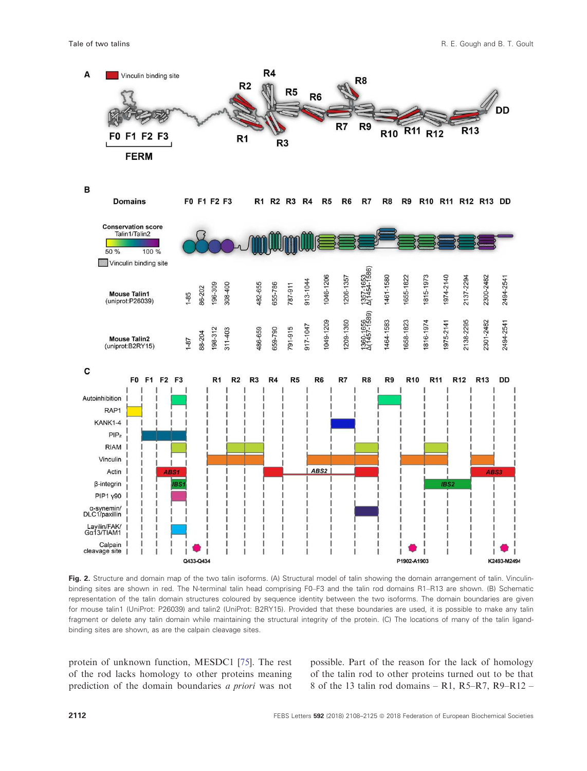**Fig. 2.** Structure and domain map of the two talin isoforms. (A) Structural model of talin showing the domain arrangement of talin. Vinculin-binding sites are shown in red. The N-terminal talin head comprising F0–F3 and the talin rod domains R1–R13 are shown. (B) Schematic representation of the talin domain structures coloured by sequence identity between the two isoforms. The domain boundaries are given for mouse talin1 (UniProt: P26039) and talin2 (UniProt: B2RY15). Provided that these boundaries are used, it is possible to make any talin fragment or delete any talin domain while maintaining the structural integrity of the protein. (C) The locations of many of the talin ligand-binding sites are shown, as are the calpain cleavage sites.

protein of unknown function, MESDC1 [75]. The rest of the rod lacks homology to other proteins meaning prediction of the domain boundaries *a priori* was not possible. Part of the reason for the lack of homology of the talin rod to other proteins turned out to be that 8 of the 13 talin rod domains – R1, R5–R7, R9–R12 –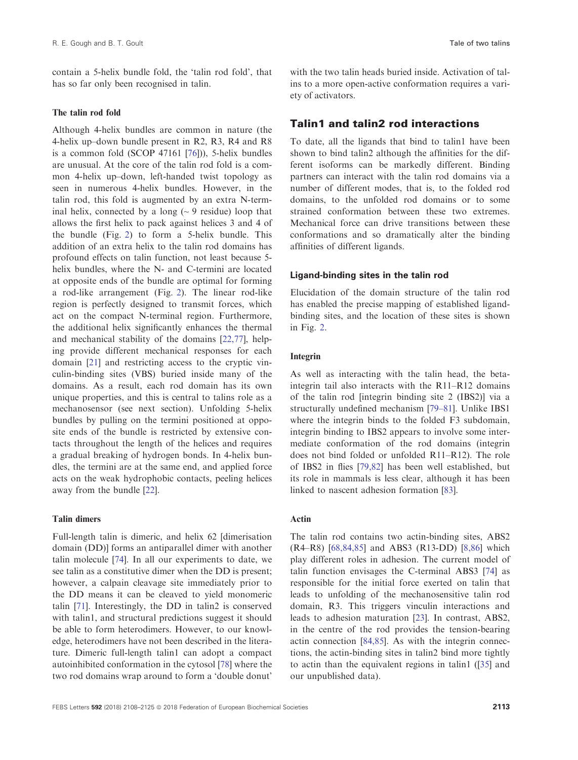contain a 5-helix bundle fold, the 'talin rod fold', that has so far only been recognised in talin.

### The talin rod fold

Although 4-helix bundles are common in nature (the 4-helix up–down bundle present in R2, R3, R4 and R8 is a common fold (SCOP 47161 [76])), 5-helix bundles are unusual. At the core of the talin rod fold is a common 4-helix up–down, left-handed twist topology as seen in numerous 4-helix bundles. However, in the talin rod, this fold is augmented by an extra N-terminal helix, connected by a long (~ 9 residue) loop that allows the first helix to pack against helices 3 and 4 of the bundle (Fig. 2) to form a 5-helix bundle. This addition of an extra helix to the talin rod domains has profound effects on talin function, not least because 5-helix bundles, where the N- and C-termini are located at opposite ends of the bundle are optimal for forming a rod-like arrangement (Fig. 2). The linear rod-like region is perfectly designed to transmit forces, which act on the compact N-terminal region. Furthermore, the additional helix significantly enhances the thermal and mechanical stability of the domains [22,77], helping provide different mechanical responses for each domain [21] and restricting access to the cryptic vinculin-binding sites (VBS) buried inside many of the domains. As a result, each rod domain has its own unique properties, and this is central to talins role as a mechanosensor (see next section). Unfolding 5-helix bundles by pulling on the termini positioned at opposite ends of the bundle is restricted by extensive contacts throughout the length of the helices and requires a gradual breaking of hydrogen bonds. In 4-helix bundles, the termini are at the same end, and applied force acts on the weak hydrophobic contacts, peeling helices away from the bundle [22].

### Talin dimers

Full-length talin is dimeric, and helix 62 [dimerisation domain (DD)] forms an antiparallel dimer with another talin molecule [74]. In all our experiments to date, we see talin as a constitutive dimer when the DD is present; however, a calpain cleavage site immediately prior to the DD means it can be cleaved to yield monomeric talin [71]. Interestingly, the DD in talin2 is conserved with talin1, and structural predictions suggest it should be able to form heterodimers. However, to our knowledge, heterodimers have not been described in the literature. Dimeric full-length talin1 can adopt a compact autoinhibited conformation in the cytosol [78] where the two rod domains wrap around to form a 'double donut' with the two talin heads buried inside. Activation of talins to a more open-active conformation requires a variety of activators.

## Talin1 and talin2 rod interactions

To date, all the ligands that bind to talin1 have been shown to bind talin2 although the affinities for the different isoforms can be markedly different. Binding partners can interact with the talin rod domains via a number of different modes, that is, to the folded rod domains, to the unfolded rod domains or to some strained conformation between these two extremes. Mechanical force can drive transitions between these conformations and so dramatically alter the binding affinities of different ligands.

### Ligand-binding sites in the talin rod

Elucidation of the domain structure of the talin rod has enabled the precise mapping of established ligand-binding sites, and the location of these sites is shown in Fig. 2.

#### Integrin

As well as interacting with the talin head, the beta-integrin tail also interacts with the R11–R12 domains of the talin rod [integrin binding site 2 (IBS2)] via a structurally undefined mechanism [79–81]. Unlike IBS1 where the integrin binds to the folded F3 subdomain, integrin binding to IBS2 appears to involve some intermediate conformation of the rod domains (integrin does not bind folded or unfolded R11–R12). The role of IBS2 in flies [79,82] has been well established, but its role in mammals is less clear, although it has been linked to nascent adhesion formation [83].

#### Actin

The talin rod contains two actin-binding sites, ABS2 (R4–R8) [68,84,85] and ABS3 (R13-DD) [8,86] which play different roles in adhesion. The current model of talin function envisages the C-terminal ABS3 [74] as responsible for the initial force exerted on talin that leads to unfolding of the mechanosensitive talin rod domain, R3. This triggers vinculin interactions and leads to adhesion maturation [23]. In contrast, ABS2, in the centre of the rod provides the tension-bearing actin connection [84,85]. As with the integrin connections, the actin-binding sites in talin2 bind more tightly to actin than the equivalent regions in talin1 ([35] and our unpublished data).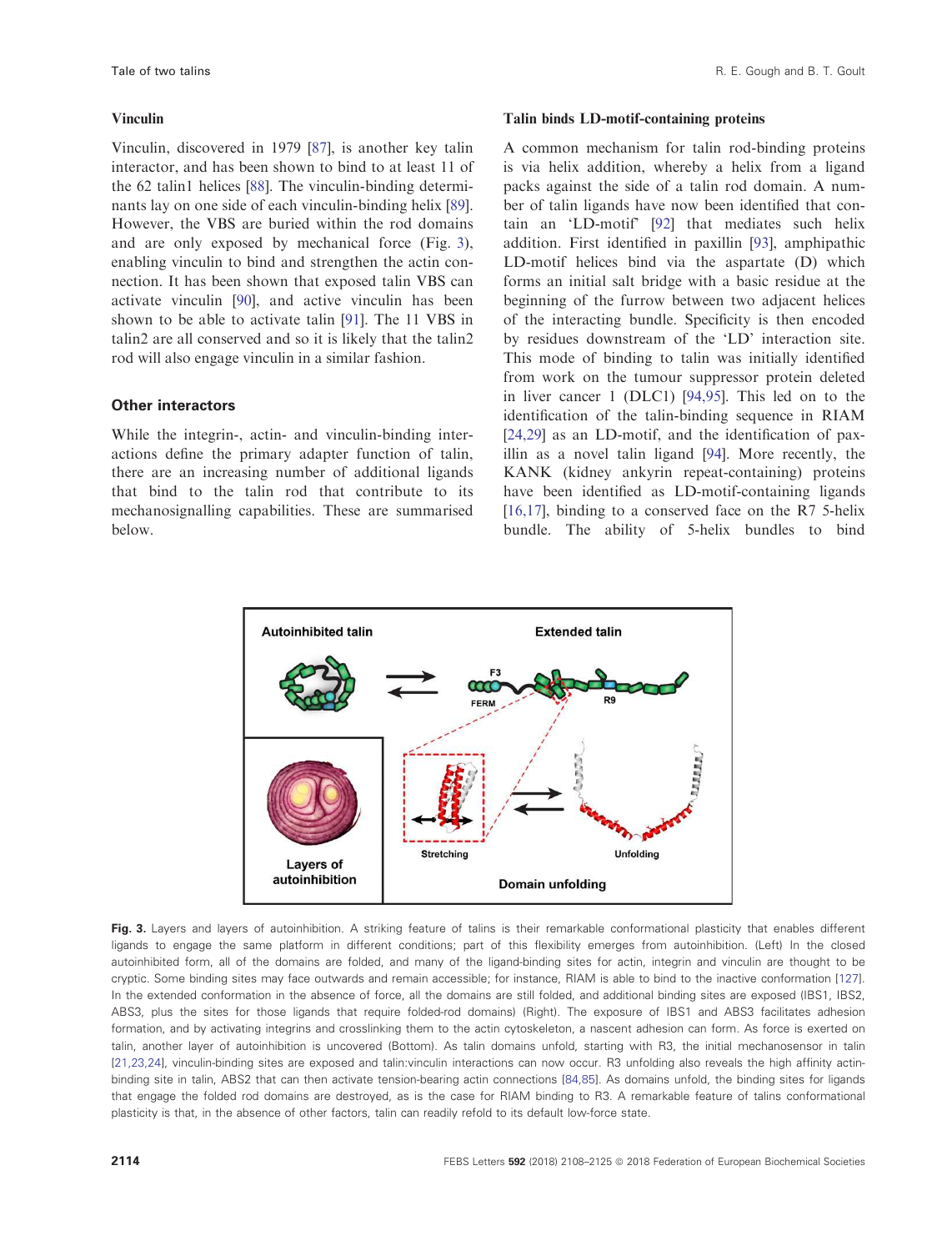### Vinculin

Vinculin, discovered in 1979 [87], is another key talin interactor, and has been shown to bind to at least 11 of the 62 talin1 helices [88]. The vinculin-binding determinants lay on one side of each vinculin-binding helix [89]. However, the VBS are buried within the rod domains and are only exposed by mechanical force (Fig. 3), enabling vinculin to bind and strengthen the actin connection. It has been shown that exposed talin VBS can activate vinculin [90], and active vinculin has been shown to be able to activate talin [91]. The 11 VBS in talin2 are all conserved and so it is likely that the talin2 rod will also engage vinculin in a similar fashion.

## Other interactors

While the integrin-, actin- and vinculin-binding interactions define the primary adapter function of talin, there are an increasing number of additional ligands that bind to the talin rod that contribute to its mechanosignalling capabilities. These are summarised below.

### Talin binds LD-motif-containing proteins

A common mechanism for talin rod-binding proteins is via helix addition, whereby a helix from a ligand packs against the side of a talin rod domain. A number of talin ligands have now been identified that contain an 'LD-motif' [92] that mediates such helix addition. First identified in paxillin [93], amphipathic LD-motif helices bind via the aspartate (D) which forms an initial salt bridge with a basic residue at the beginning of the furrow between two adjacent helices of the interacting bundle. Specificity is then encoded by residues downstream of the 'LD' interaction site. This mode of binding to talin was initially identified from work on the tumour suppressor protein deleted in liver cancer 1 (DLC1) [94,95]. This led on to the identification of the talin-binding sequence in RIAM [24,29] as an LD-motif, and the identification of paxillin as a novel talin ligand [94]. More recently, the KANK (kidney ankyrin repeat-containing) proteins have been identified as LD-motif-containing ligands [16,17], binding to a conserved face on the R7 5-helix bundle. The ability of 5-helix bundles to bind

**Fig. 3.** Layers and layers of autoinhibition. A striking feature of talins is their remarkable conformational plasticity that enables different ligands to engage the same platform in different conditions; part of this flexibility emerges from autoinhibition. (Left) In the closed autoinhibited form, all of the domains are folded, and many of the ligand-binding sites for actin, integrin and vinculin are thought to be cryptic. Some binding sites may face outwards and remain accessible; for instance, RIAM is able to bind to the inactive conformation [127]. In the extended conformation in the absence of force, all the domains are still folded, and additional binding sites are exposed (IBS1, IBS2, ABS3, plus the sites for those ligands that require folded-rod domains) (Right). The exposure of IBS1 and ABS3 facilitates adhesion formation, and by activating integrins and crosslinking them to the actin cytoskeleton, a nascent adhesion can form. As force is exerted on talin, another layer of autoinhibition is uncovered (Bottom). As talin domains unfold, starting with R3, the initial mechanosensor in talin [21,23,24], vinculin-binding sites are exposed and talin:vinculin interactions can now occur. R3 unfolding also reveals the high affinity actin-binding site in talin, ABS2 that can then activate tension-bearing actin connections [84,85]. As domains unfold, the binding sites for ligands that engage the folded rod domains are destroyed, as is the case for RIAM binding to R3. A remarkable feature of talins conformational plasticity is that, in the absence of other factors, talin can readily refold to its default low-force state.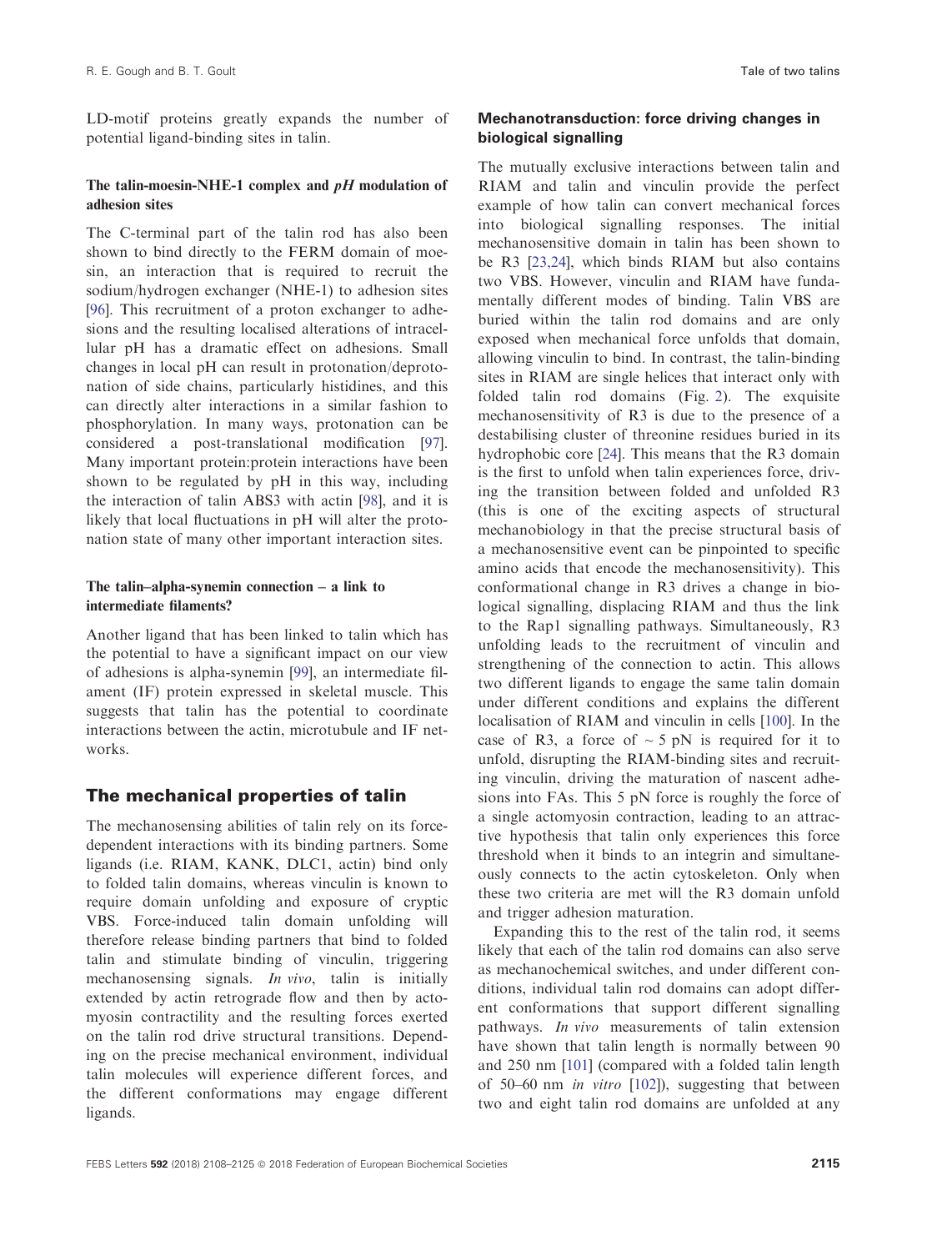LD-motif proteins greatly expands the number of potential ligand-binding sites in talin.

### The talin-moesin-NHE-1 complex and *pH* modulation of adhesion sites

The C-terminal part of the talin rod has also been shown to bind directly to the FERM domain of moesin, an interaction that is required to recruit the sodium/hydrogen exchanger (NHE-1) to adhesion sites [96]. This recruitment of a proton exchanger to adhesions and the resulting localised alterations of intracellular pH has a dramatic effect on adhesions. Small changes in local pH can result in protonation/deprotonation of side chains, particularly histidines, and this can directly alter interactions in a similar fashion to phosphorylation. In many ways, protonation can be considered a post-translational modification [97]. Many important protein:protein interactions have been shown to be regulated by pH in this way, including the interaction of talin ABS3 with actin [98], and it is likely that local fluctuations in pH will alter the protonation state of many other important interaction sites.

### The talin–alpha-synemin connection – a link to intermediate filaments?

Another ligand that has been linked to talin which has the potential to have a significant impact on our view of adhesions is alpha-synemin [99], an intermediate filament (IF) protein expressed in skeletal muscle. This suggests that talin has the potential to coordinate interactions between the actin, microtubule and IF networks.

## The mechanical properties of talin

The mechanosensing abilities of talin rely on its force-dependent interactions with its binding partners. Some ligands (i.e. RIAM, KANK, DLC1, actin) bind only to folded talin domains, whereas vinculin is known to require domain unfolding and exposure of cryptic VBS. Force-induced talin domain unfolding will therefore release binding partners that bind to folded talin and stimulate binding of vinculin, triggering mechanosensing signals. *In vivo*, talin is initially extended by actin retrograde flow and then by actomyosin contractility and the resulting forces exerted on the talin rod drive structural transitions. Depending on the precise mechanical environment, individual talin molecules will experience different forces, and the different conformations may engage different ligands.

### Mechanotransduction: force driving changes in biological signalling

The mutually exclusive interactions between talin and RIAM and talin and vinculin provide the perfect example of how talin can convert mechanical forces into biological signalling responses. The initial mechanosensitive domain in talin has been shown to be R3 [23,24], which binds RIAM but also contains two VBS. However, vinculin and RIAM have fundamentally different modes of binding. Talin VBS are buried within the talin rod domains and are only exposed when mechanical force unfolds that domain, allowing vinculin to bind. In contrast, the talin-binding sites in RIAM are single helices that interact only with folded talin rod domains (Fig. 2). The exquisite mechanosensitivity of R3 is due to the presence of a destabilising cluster of threonine residues buried in its hydrophobic core [24]. This means that the R3 domain is the first to unfold when talin experiences force, driving the transition between folded and unfolded R3 (this is one of the exciting aspects of structural mechanobiology in that the precise structural basis of a mechanosensitive event can be pinpointed to specific amino acids that encode the mechanosensitivity). This conformational change in R3 drives a change in biological signalling, displacing RIAM and thus the link to the Rap1 signalling pathways. Simultaneously, R3 unfolding leads to the recruitment of vinculin and strengthening of the connection to actin. This allows two different ligands to engage the same talin domain under different conditions and explains the different localisation of RIAM and vinculin in cells [100]. In the case of R3, a force of ~ 5 pN is required for it to unfold, disrupting the RIAM-binding sites and recruiting vinculin, driving the maturation of nascent adhesions into FAs. This 5 pN force is roughly the force of a single actomyosin contraction, leading to an attractive hypothesis that talin only experiences this force threshold when it binds to an integrin and simultaneously connects to the actin cytoskeleton. Only when these two criteria are met will the R3 domain unfold and trigger adhesion maturation.

Expanding this to the rest of the talin rod, it seems likely that each of the talin rod domains can also serve as mechanochemical switches, and under different conditions, individual talin rod domains can adopt different conformations that support different signalling pathways. *In vivo* measurements of talin extension have shown that talin length is normally between 90 and 250 nm [101] (compared with a folded talin length of 50–60 nm *in vitro* [102]), suggesting that between two and eight talin rod domains are unfolded at any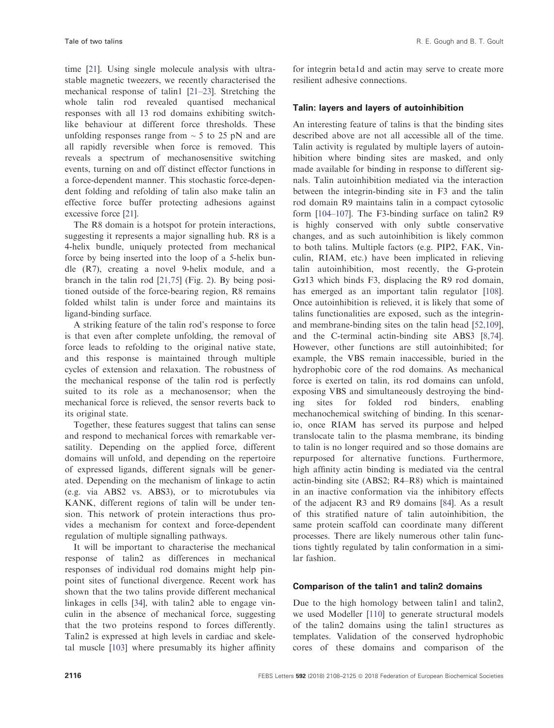time [21]. Using single molecule analysis with ultra-stable magnetic tweezers, we recently characterised the mechanical response of talin1 [21–23]. Stretching the whole talin rod revealed quantised mechanical responses with all 13 rod domains exhibiting switch-like behaviour at different force thresholds. These unfolding responses range from ~ 5 to 25 pN and are all rapidly reversible when force is removed. This reveals a spectrum of mechanosensitive switching events, turning on and off distinct effector functions in a force-dependent manner. This stochastic force-dependent folding and refolding of talin also make talin an effective force buffer protecting adhesions against excessive force [21].

The R8 domain is a hotspot for protein interactions, suggesting it represents a major signalling hub. R8 is a 4-helix bundle, uniquely protected from mechanical force by being inserted into the loop of a 5-helix bundle (R7), creating a novel 9-helix module, and a branch in the talin rod [21,75] (Fig. 2). By being positioned outside of the force-bearing region, R8 remains folded whilst talin is under force and maintains its ligand-binding surface.

A striking feature of the talin rod's response to force is that even after complete unfolding, the removal of force leads to refolding to the original native state, and this response is maintained through multiple cycles of extension and relaxation. The robustness of the mechanical response of the talin rod is perfectly suited to its role as a mechanosensor; when the mechanical force is relieved, the sensor reverts back to its original state.

Together, these features suggest that talins can sense and respond to mechanical forces with remarkable versatility. Depending on the applied force, different domains will unfold, and depending on the repertoire of expressed ligands, different signals will be generated. Depending on the mechanism of linkage to actin (e.g. via ABS2 vs. ABS3), or to microtubules via KANK, different regions of talin will be under tension. This network of protein interactions thus provides a mechanism for context and force-dependent regulation of multiple signalling pathways.

It will be important to characterise the mechanical response of talin2 as differences in mechanical responses of individual rod domains might help pinpoint sites of functional divergence. Recent work has shown that the two talins provide different mechanical linkages in cells [34], with talin2 able to engage vinculin in the absence of mechanical force, suggesting that the two proteins respond to forces differently. Talin2 is expressed at high levels in cardiac and skeletal muscle [103] where presumably its higher affinity for integrin beta1d and actin may serve to create more resilient adhesive connections.

## Talin: layers and layers of autoinhibition

An interesting feature of talins is that the binding sites described above are not all accessible all of the time. Talin activity is regulated by multiple layers of autoinhibition where binding sites are masked, and only made available for binding in response to different signals. Talin autoinhibition mediated via the interaction between the integrin-binding site in F3 and the talin rod domain R9 maintains talin in a compact cytosolic form [104–107]. The F3-binding surface on talin2 R9 is highly conserved with only subtle conservative changes, and as such autoinhibition is likely common to both talins. Multiple factors (e.g. PIP2, FAK, Vinculin, RIAM, etc.) have been implicated in relieving talin autoinhibition, most recently, the G-protein $G\alpha13$ which binds F3, displacing the R9 rod domain, has emerged as an important talin regulator [108]. Once autoinhibition is relieved, it is likely that some of talins functionalities are exposed, such as the integrin- and membrane-binding sites on the talin head [52,109], and the C-terminal actin-binding site ABS3 [8,74]. However, other functions are still autoinhibited; for example, the VBS remain inaccessible, buried in the hydrophobic core of the rod domains. As mechanical force is exerted on talin, its rod domains can unfold, exposing VBS and simultaneously destroying the binding sites for folded rod binders, enabling mechanochemical switching of binding. In this scenario, once RIAM has served its purpose and helped translocate talin to the plasma membrane, its binding to talin is no longer required and so those domains are repurposed for alternative functions. Furthermore, high affinity actin binding is mediated via the central actin-binding site (ABS2; R4–R8) which is maintained in an inactive conformation via the inhibitory effects of the adjacent R3 and R9 domains [84]. As a result of this stratified nature of talin autoinhibition, the same protein scaffold can coordinate many different processes. There are likely numerous other talin functions tightly regulated by talin conformation in a similar fashion.

## Comparison of the talin1 and talin2 domains

Due to the high homology between talin1 and talin2, we used Modeller [110] to generate structural models of the talin2 domains using the talin1 structures as templates. Validation of the conserved hydrophobic cores of these domains and comparison of the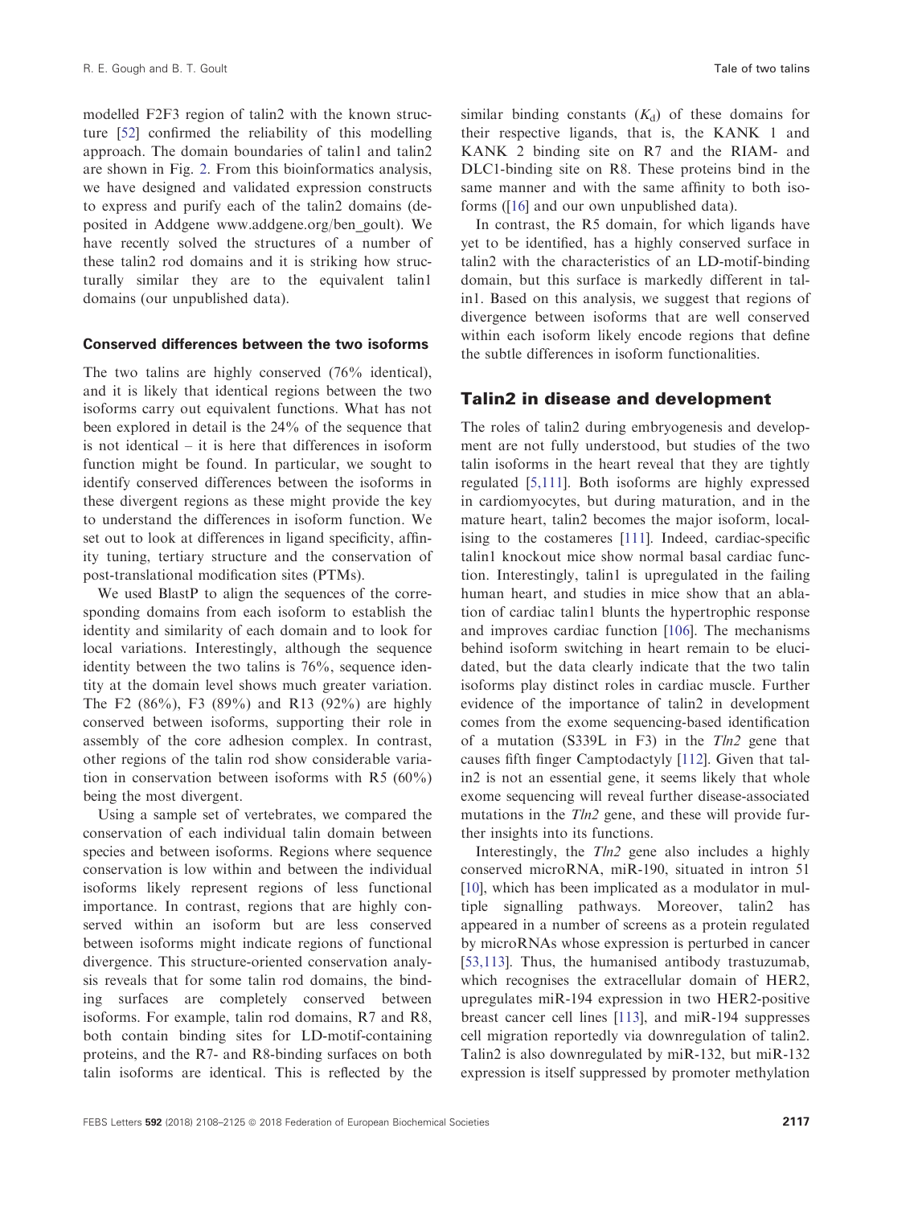modelled F2F3 region of talin2 with the known structure [52] confirmed the reliability of this modelling approach. The domain boundaries of talin1 and talin2 are shown in Fig. 2. From this bioinformatics analysis, we have designed and validated expression constructs to express and purify each of the talin2 domains (deposited in Addgene www.addgene.org/ben_goult). We have recently solved the structures of a number of these talin2 rod domains and it is striking how structurally similar they are to the equivalent talin1 domains (our unpublished data).

### Conserved differences between the two isoforms

The two talins are highly conserved (76% identical), and it is likely that identical regions between the two isoforms carry out equivalent functions. What has not been explored in detail is the 24% of the sequence that is not identical – it is here that differences in isoform function might be found. In particular, we sought to identify conserved differences between the isoforms in these divergent regions as these might provide the key to understand the differences in isoform function. We set out to look at differences in ligand specificity, affinity tuning, tertiary structure and the conservation of post-translational modification sites (PTMs).

We used BlastP to align the sequences of the corresponding domains from each isoform to establish the identity and similarity of each domain and to look for local variations. Interestingly, although the sequence identity between the two talins is 76%, sequence identity at the domain level shows much greater variation. The F2 (86%), F3 (89%) and R13 (92%) are highly conserved between isoforms, supporting their role in assembly of the core adhesion complex. In contrast, other regions of the talin rod show considerable variation in conservation between isoforms with R5 (60%) being the most divergent.

Using a sample set of vertebrates, we compared the conservation of each individual talin domain between species and between isoforms. Regions where sequence conservation is low within and between the individual isoforms likely represent regions of less functional importance. In contrast, regions that are highly conserved within an isoform but are less conserved between isoforms might indicate regions of functional divergence. This structure-oriented conservation analysis reveals that for some talin rod domains, the binding surfaces are completely conserved between isoforms. For example, talin rod domains, R7 and R8, both contain binding sites for LD-motif-containing proteins, and the R7- and R8-binding surfaces on both talin isoforms are identical. This is reflected by the similar binding constants ($K_d$) of these domains for their respective ligands, that is, the KANK 1 and KANK 2 binding site on R7 and the RIAM- and DLC1-binding site on R8. These proteins bind in the same manner and with the same affinity to both isoforms ([16] and our own unpublished data).

In contrast, the R5 domain, for which ligands have yet to be identified, has a highly conserved surface in talin2 with the characteristics of an LD-motif-binding domain, but this surface is markedly different in talin1. Based on this analysis, we suggest that regions of divergence between isoforms that are well conserved within each isoform likely encode regions that define the subtle differences in isoform functionalities.

## Talin2 in disease and development

The roles of talin2 during embryogenesis and development are not fully understood, but studies of the two talin isoforms in the heart reveal that they are tightly regulated [5,111]. Both isoforms are highly expressed in cardiomyocytes, but during maturation, and in the mature heart, talin2 becomes the major isoform, localising to the costameres [111]. Indeed, cardiac-specific talin1 knockout mice show normal basal cardiac function. Interestingly, talin1 is upregulated in the failing human heart, and studies in mice show that an ablation of cardiac talin1 blunts the hypertrophic response and improves cardiac function [106]. The mechanisms behind isoform switching in heart remain to be elucidated, but the data clearly indicate that the two talin isoforms play distinct roles in cardiac muscle. Further evidence of the importance of talin2 in development comes from the exome sequencing-based identification of a mutation (S339L in F3) in the *Tln2* gene that causes fifth finger Camptodactyly [112]. Given that talin2 is not an essential gene, it seems likely that whole exome sequencing will reveal further disease-associated mutations in the *Tln2* gene, and these will provide further insights into its functions.

Interestingly, the *Tln2* gene also includes a highly conserved microRNA, miR-190, situated in intron 51 [10], which has been implicated as a modulator in multiple signalling pathways. Moreover, talin2 has appeared in a number of screens as a protein regulated by microRNAs whose expression is perturbed in cancer [53,113]. Thus, the humanised antibody trastuzumab, which recognises the extracellular domain of HER2, upregulates miR-194 expression in two HER2-positive breast cancer cell lines [113], and miR-194 suppresses cell migration reportedly via downregulation of talin2. Talin2 is also downregulated by miR-132, but miR-132 expression is itself suppressed by promoter methylation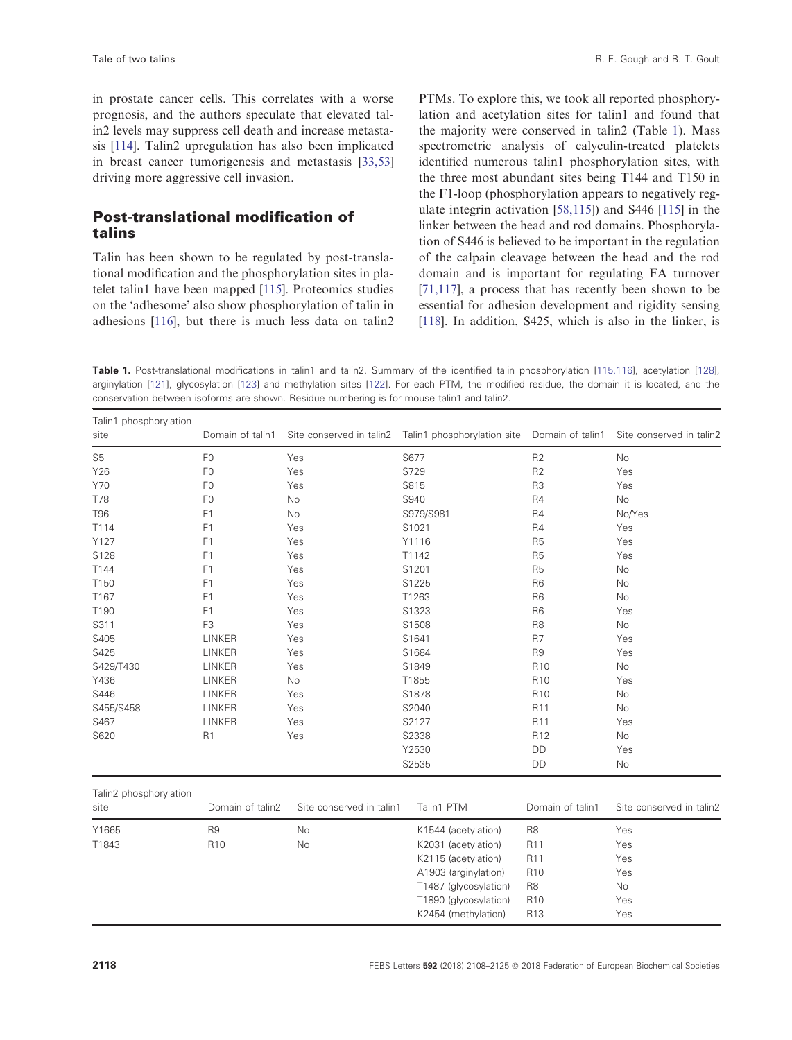in prostate cancer cells. This correlates with a worse prognosis, and the authors speculate that elevated talin2 levels may suppress cell death and increase metastasis [114]. Talin2 upregulation has also been implicated in breast cancer tumorigenesis and metastasis [33,53] driving more aggressive cell invasion.

## Post-translational modification of talins

Talin has been shown to be regulated by post-translational modification and the phosphorylation sites in platelet talin1 have been mapped [115]. Proteomics studies on the 'adhesome' also show phosphorylation of talin in adhesions [116], but there is much less data on talin2 PTMs. To explore this, we took all reported phosphorylation and acetylation sites for talin1 and found that the majority were conserved in talin2 (Table 1). Mass spectrometric analysis of calyculin-treated platelets identified numerous talin1 phosphorylation sites, with the three most abundant sites being T144 and T150 in the F1-loop (phosphorylation appears to negatively regulate integrin activation [58,115]) and S446 [115] in the linker between the head and rod domains. Phosphorylation of S446 is believed to be important in the regulation of the calpain cleavage between the head and the rod domain and is important for regulating FA turnover [71,117], a process that has recently been shown to be essential for adhesion development and rigidity sensing [118]. In addition, S425, which is also in the linker, is

**Table 1.** Post-translational modifications in talin1 and talin2. Summary of the identified talin phosphorylation [115,116], acetylation [128], arginylation [121], glycosylation [123] and methylation sites [122]. For each PTM, the modified residue, the domain it is located, and the conservation between isoforms are shown. Residue numbering is for mouse talin1 and talin2.

| Talin1 phosphorylation site | Domain of talin1 | Site conserved in talin2 | Talin1 phosphorylation site | Domain of talin1 | Site conserved in talin2 |
|---|---|---|---|---|---|
| S5 | F0 | Yes | S677 | R2 | No |
| Y26 | F0 | Yes | S729 | R2 | Yes |
| Y70 | F0 | Yes | S815 | R3 | Yes |
| T78 | F0 | No | S940 | R4 | No |
| T96 | F1 | No | S979/S981 | R4 | No/Yes |
| T114 | F1 | Yes | S1021 | R4 | Yes |
| Y127 | F1 | Yes | Y1116 | R5 | Yes |
| S128 | F1 | Yes | T1142 | R5 | Yes |
| T144 | F1 | Yes | S1201 | R5 | No |
| T150 | F1 | Yes | S1225 | R6 | No |
| T167 | F1 | Yes | T1263 | R6 | No |
| T190 | F1 | Yes | S1323 | R6 | Yes |
| S311 | F3 | Yes | S1508 | R8 | No |
| S405 | LINKER | Yes | S1641 | R7 | Yes |
| S425 | LINKER | Yes | S1684 | R9 | Yes |
| S429/T430 | LINKER | Yes | S1849 | R10 | No |
| Y436 | LINKER | No | T1855 | R10 | Yes |
| S446 | LINKER | Yes | S1878 | R10 | No |
| S455/S458 | LINKER | Yes | S2040 | R11 | No |
| S467 | LINKER | Yes | S2127 | R11 | Yes |
| S620 | R1 | Yes | S2338 | R12 | No |
| | | | Y2530 | DD | Yes |
| | | | S2535 | DD | No |

| Talin2 phosphorylation site | Domain of talin2 | Site conserved in talin1 | Talin1 PTM | Domain of talin1 | Site conserved in talin2 |
|---|---|---|---|---|---|
| Y1665 | R9 | No | K1544 (acetylation) | R8 | Yes |
| T1843 | R10 | No | K2031 (acetylation) | R11 | Yes |
| | | | K2115 (acetylation) | R11 | Yes |
| | | | A1903 (arginylation) | R10 | Yes |
| | | | T1487 (glycosylation) | R8 | No |
| | | | T1890 (glycosylation) | R10 | Yes |
| | | | K2454 (methylation) | R13 | Yes |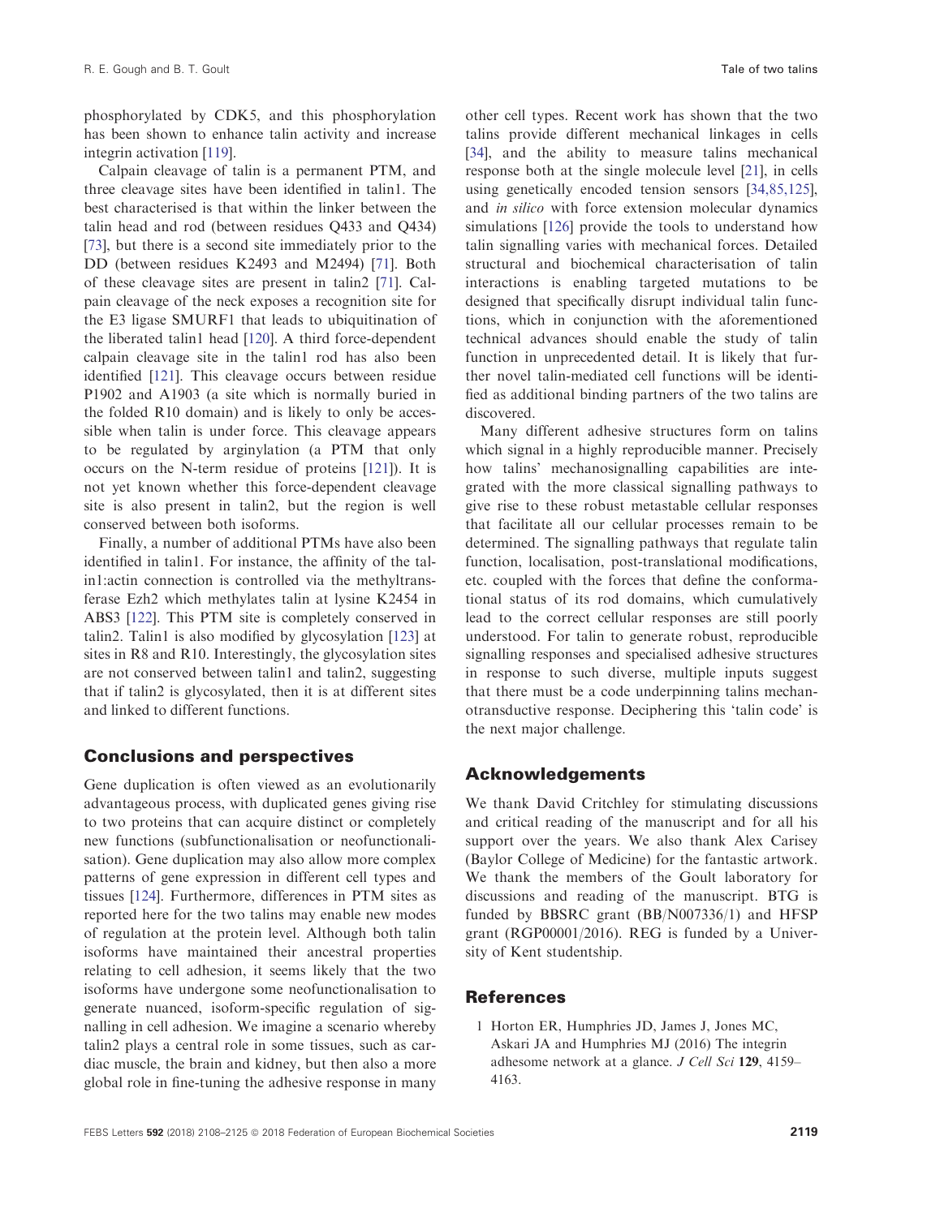phosphorylated by CDK5, and this phosphorylation has been shown to enhance talin activity and increase integrin activation [119].

Calpain cleavage of talin is a permanent PTM, and three cleavage sites have been identified in talin1. The best characterised is that within the linker between the talin head and rod (between residues Q433 and Q434) [73], but there is a second site immediately prior to the DD (between residues K2493 and M2494) [71]. Both of these cleavage sites are present in talin2 [71]. Calpain cleavage of the neck exposes a recognition site for the E3 ligase SMURF1 that leads to ubiquitination of the liberated talin1 head [120]. A third force-dependent calpain cleavage site in the talin1 rod has also been identified [121]. This cleavage occurs between residue P1902 and A1903 (a site which is normally buried in the folded R10 domain) and is likely to only be accessible when talin is under force. This cleavage appears to be regulated by arginylation (a PTM that only occurs on the N-term residue of proteins [121]). It is not yet known whether this force-dependent cleavage site is also present in talin2, but the region is well conserved between both isoforms.

Finally, a number of additional PTMs have also been identified in talin1. For instance, the affinity of the talin1:actin connection is controlled via the methyltransferase Ezh2 which methylates talin at lysine K2454 in ABS3 [122]. This PTM site is completely conserved in talin2. Talin1 is also modified by glycosylation [123] at sites in R8 and R10. Interestingly, the glycosylation sites are not conserved between talin1 and talin2, suggesting that if talin2 is glycosylated, then it is at different sites and linked to different functions.

## Conclusions and perspectives

Gene duplication is often viewed as an evolutionarily advantageous process, with duplicated genes giving rise to two proteins that can acquire distinct or completely new functions (subfunctionalisation or neofunctionalisation). Gene duplication may also allow more complex patterns of gene expression in different cell types and tissues [124]. Furthermore, differences in PTM sites as reported here for the two talins may enable new modes of regulation at the protein level. Although both talin isoforms have maintained their ancestral properties relating to cell adhesion, it seems likely that the two isoforms have undergone some neofunctionalisation to generate nuanced, isoform-specific regulation of signalling in cell adhesion. We imagine a scenario whereby talin2 plays a central role in some tissues, such as cardiac muscle, the brain and kidney, but then also a more global role in fine-tuning the adhesive response in many other cell types. Recent work has shown that the two talins provide different mechanical linkages in cells [34], and the ability to measure talins mechanical response both at the single molecule level [21], in cells using genetically encoded tension sensors [34,85,125], and *in silico* with force extension molecular dynamics simulations [126] provide the tools to understand how talin signalling varies with mechanical forces. Detailed structural and biochemical characterisation of talin interactions is enabling targeted mutations to be designed that specifically disrupt individual talin functions, which in conjunction with the aforementioned technical advances should enable the study of talin function in unprecedented detail. It is likely that further novel talin-mediated cell functions will be identified as additional binding partners of the two talins are discovered.

Many different adhesive structures form on talins which signal in a highly reproducible manner. Precisely how talins' mechanosignalling capabilities are integrated with the more classical signalling pathways to give rise to these robust metastable cellular responses that facilitate all our cellular processes remain to be determined. The signalling pathways that regulate talin function, localisation, post-translational modifications, etc. coupled with the forces that define the conformational status of its rod domains, which cumulatively lead to the correct cellular responses are still poorly understood. For talin to generate robust, reproducible signalling responses and specialised adhesive structures in response to such diverse, multiple inputs suggest that there must be a code underpinning talins mechanotransductive response. Deciphering this 'talin code' is the next major challenge.

## Acknowledgements

We thank David Critchley for stimulating discussions and critical reading of the manuscript and for all his support over the years. We also thank Alex Carisey (Baylor College of Medicine) for the fantastic artwork. We thank the members of the Goult laboratory for discussions and reading of the manuscript. BTG is funded by BBSRC grant (BB/N007336/1) and HFSP grant (RGP00001/2016). REG is funded by a University of Kent studentship.

## References

1 Horton ER, Humphries JD, James J, Jones MC, Askari JA and Humphries MJ (2016) The integrin adhesome network at a glance. *J Cell Sci* **129**, 4159–4163.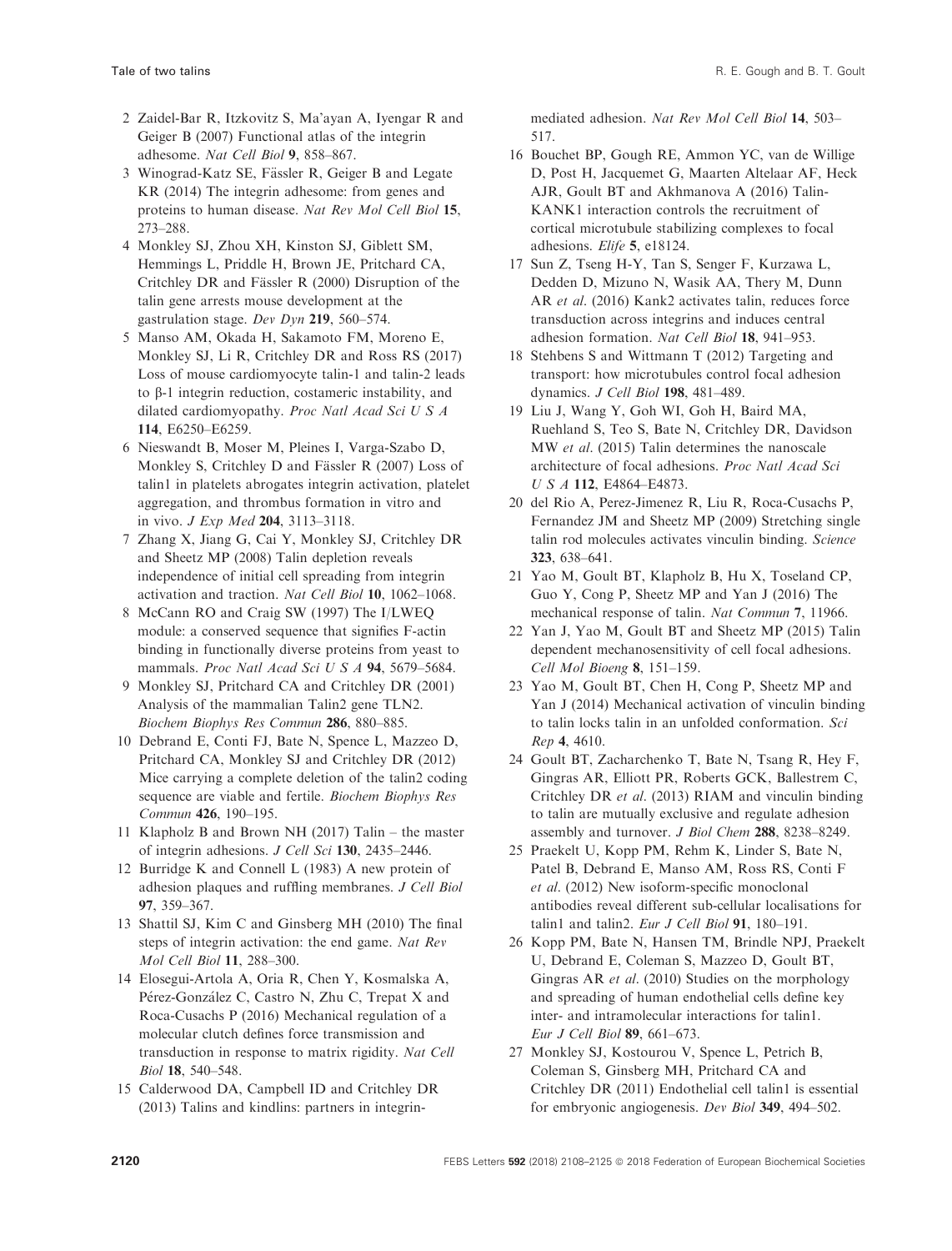2 Zaidel-Bar R, Itzkovitz S, Ma'ayan A, Iyengar R and Geiger B (2007) Functional atlas of the integrin adhesome. *Nat Cell Biol* **9**, 858–867.

3 Winograd-Katz SE, Fässler R, Geiger B and Legate KR (2014) The integrin adhesome: from genes and proteins to human disease. *Nat Rev Mol Cell Biol* **15**, 273–288.

4 Monkley SJ, Zhou XH, Kinston SJ, Giblett SM, Hemmings L, Priddle H, Brown JE, Pritchard CA, Critchley DR and Fässler R (2000) Disruption of the talin gene arrests mouse development at the gastrulation stage. *Dev Dyn* **219**, 560–574.

5 Manso AM, Okada H, Sakamoto FM, Moreno E, Monkley SJ, Li R, Critchley DR and Ross RS (2017) Loss of mouse cardiomyocyte talin-1 and talin-2 leads to β-1 integrin reduction, costameric instability, and dilated cardiomyopathy. *Proc Natl Acad Sci U S A* **114**, E6250–E6259.

6 Nieswandt B, Moser M, Pleines I, Varga-Szabo D, Monkley S, Critchley D and Fässler R (2007) Loss of talin1 in platelets abrogates integrin activation, platelet aggregation, and thrombus formation in vitro and in vivo. *J Exp Med* **204**, 3113–3118.

7 Zhang X, Jiang G, Cai Y, Monkley SJ, Critchley DR and Sheetz MP (2008) Talin depletion reveals independence of initial cell spreading from integrin activation and traction. *Nat Cell Biol* **10**, 1062–1068.

8 McCann RO and Craig SW (1997) The I/LWEQ module: a conserved sequence that signifies F-actin binding in functionally diverse proteins from yeast to mammals. *Proc Natl Acad Sci U S A* **94**, 5679–5684.

9 Monkley SJ, Pritchard CA and Critchley DR (2001) Analysis of the mammalian Talin2 gene TLN2. *Biochem Biophys Res Commun* **286**, 880–885.

10 Debrand E, Conti FJ, Bate N, Spence L, Mazzeo D, Pritchard CA, Monkley SJ and Critchley DR (2012) Mice carrying a complete deletion of the talin2 coding sequence are viable and fertile. *Biochem Biophys Res Commun* **426**, 190–195.

11 Klapholz B and Brown NH (2017) Talin – the master of integrin adhesions. *J Cell Sci* **130**, 2435–2446.

12 Burridge K and Connell L (1983) A new protein of adhesion plaques and ruffling membranes. *J Cell Biol* **97**, 359–367.

13 Shattil SJ, Kim C and Ginsberg MH (2010) The final steps of integrin activation: the end game. *Nat Rev Mol Cell Biol* **11**, 288–300.

14 Elosegui-Artola A, Oria R, Chen Y, Kosmalska A, Pérez-González C, Castro N, Zhu C, Trepat X and Roca-Cusachs P (2016) Mechanical regulation of a molecular clutch defines force transmission and transduction in response to matrix rigidity. *Nat Cell Biol* **18**, 540–548.

15 Calderwood DA, Campbell ID and Critchley DR (2013) Talins and kindlins: partners in integrin-mediated adhesion. *Nat Rev Mol Cell Biol* **14**, 503–517.

16 Bouchet BP, Gough RE, Ammon YC, van de Willige D, Post H, Jacquemet G, Maarten Altelaar AF, Heck AJR, Goult BT and Akhmanova A (2016) Talin-KANK1 interaction controls the recruitment of cortical microtubule stabilizing complexes to focal adhesions. *Elife* **5**, e18124.

17 Sun Z, Tseng H-Y, Tan S, Senger F, Kurzawa L, Dedden D, Mizuno N, Wasik AA, Thery M, Dunn AR *et al.* (2016) Kank2 activates talin, reduces force transduction across integrins and induces central adhesion formation. *Nat Cell Biol* **18**, 941–953.

18 Stehbens S and Wittmann T (2012) Targeting and transport: how microtubules control focal adhesion dynamics. *J Cell Biol* **198**, 481–489.

19 Liu J, Wang Y, Goh WI, Goh H, Baird MA, Ruehland S, Teo S, Bate N, Critchley DR, Davidson MW *et al.* (2015) Talin determines the nanoscale architecture of focal adhesions. *Proc Natl Acad Sci U S A* **112**, E4864–E4873.

20 del Rio A, Perez-Jimenez R, Liu R, Roca-Cusachs P, Fernandez JM and Sheetz MP (2009) Stretching single talin rod molecules activates vinculin binding. *Science* **323**, 638–641.

21 Yao M, Goult BT, Klapholz B, Hu X, Toseland CP, Guo Y, Cong P, Sheetz MP and Yan J (2016) The mechanical response of talin. *Nat Commun* **7**, 11966.

22 Yan J, Yao M, Goult BT and Sheetz MP (2015) Talin dependent mechanosensitivity of cell focal adhesions. *Cell Mol Bioeng* **8**, 151–159.

23 Yao M, Goult BT, Chen H, Cong P, Sheetz MP and Yan J (2014) Mechanical activation of vinculin binding to talin locks talin in an unfolded conformation. *Sci Rep* **4**, 4610.

24 Goult BT, Zacharchenko T, Bate N, Tsang R, Hey F, Gingras AR, Elliott PR, Roberts GCK, Ballestrem C, Critchley DR *et al.* (2013) RIAM and vinculin binding to talin are mutually exclusive and regulate adhesion assembly and turnover. *J Biol Chem* **288**, 8238–8249.

25 Praekelt U, Kopp PM, Rehm K, Linder S, Bate N, Patel B, Debrand E, Manso AM, Ross RS, Conti F *et al.* (2012) New isoform-specific monoclonal antibodies reveal different sub-cellular localisations for talin1 and talin2. *Eur J Cell Biol* **91**, 180–191.

26 Kopp PM, Bate N, Hansen TM, Brindle NPJ, Praekelt U, Debrand E, Coleman S, Mazzeo D, Goult BT, Gingras AR *et al.* (2010) Studies on the morphology and spreading of human endothelial cells define key inter- and intramolecular interactions for talin1. *Eur J Cell Biol* **89**, 661–673.

27 Monkley SJ, Kostourou V, Spence L, Petrich B, Coleman S, Ginsberg MH, Pritchard CA and Critchley DR (2011) Endothelial cell talin1 is essential for embryonic angiogenesis. *Dev Biol* **349**, 494–502.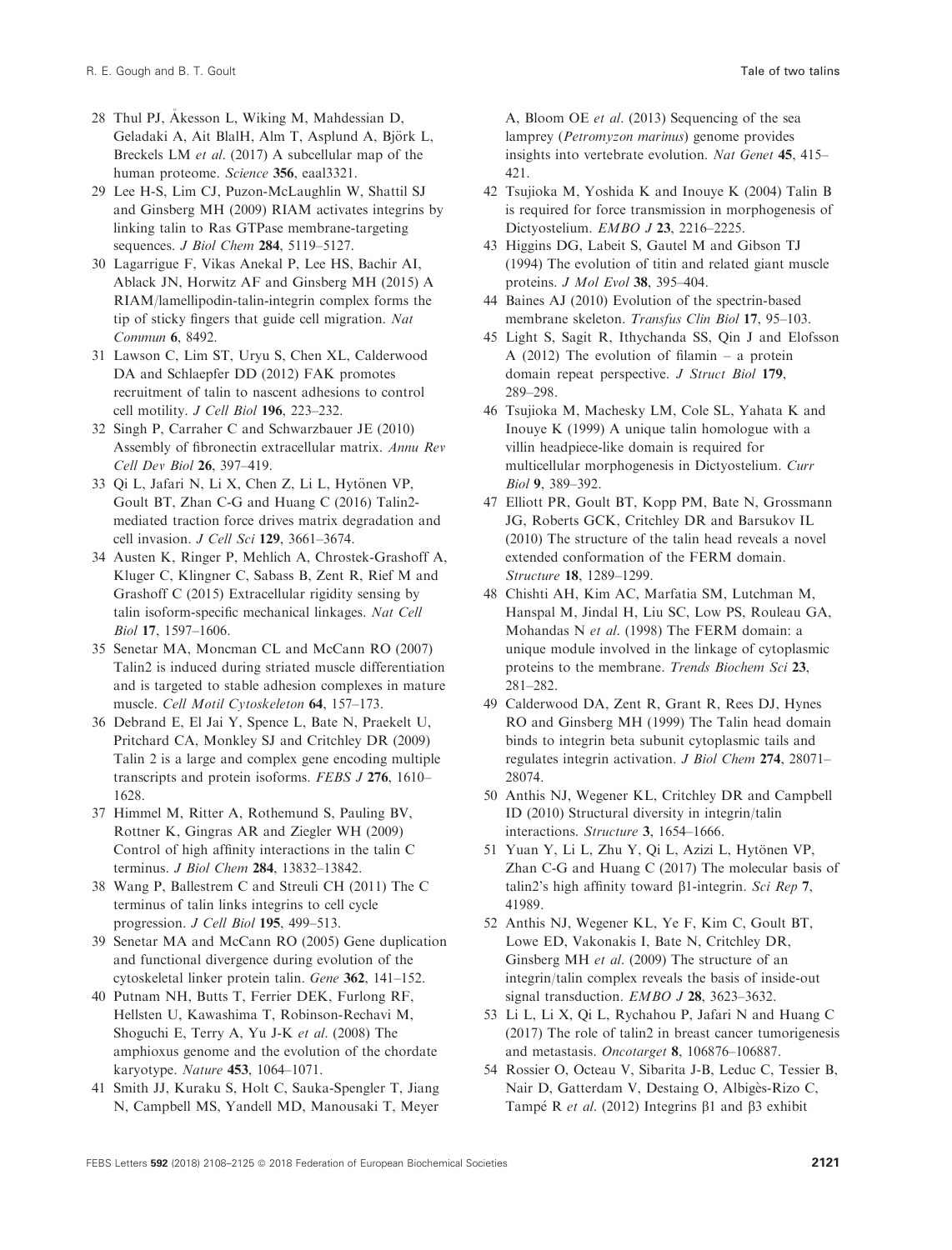28 Thul PJ, Åkesson L, Wiking M, Mahdessian D, Geladaki A, Ait BlalH, Alm T, Asplund A, Björk L, Breckels LM *et al*. (2017) A subcellular map of the human proteome. *Science* **356**, eaal3321.

29 Lee H-S, Lim CJ, Puzon-McLaughlin W, Shattil SJ and Ginsberg MH (2009) RIAM activates integrins by linking talin to Ras GTPase membrane-targeting sequences. *J Biol Chem* **284**, 5119–5127.

30 Lagarrigue F, Vikas Anekal P, Lee HS, Bachir AI, Ablack JN, Horwitz AF and Ginsberg MH (2015) A RIAM/lamellipodin-talin-integrin complex forms the tip of sticky fingers that guide cell migration. *Nat Commun* **6**, 8492.

31 Lawson C, Lim ST, Uryu S, Chen XL, Calderwood DA and Schlaepfer DD (2012) FAK promotes recruitment of talin to nascent adhesions to control cell motility. *J Cell Biol* **196**, 223–232.

32 Singh P, Carraher C and Schwarzbauer JE (2010) Assembly of fibronectin extracellular matrix. *Annu Rev Cell Dev Biol* **26**, 397–419.

33 Qi L, Jafari N, Li X, Chen Z, Li L, Hytönen VP, Goult BT, Zhan C-G and Huang C (2016) Talin2-mediated traction force drives matrix degradation and cell invasion. *J Cell Sci* **129**, 3661–3674.

34 Austen K, Ringer P, Mehlich A, Chrostek-Grashoff A, Kluger C, Klingner C, Sabass B, Zent R, Rief M and Grashoff C (2015) Extracellular rigidity sensing by talin isoform-specific mechanical linkages. *Nat Cell Biol* **17**, 1597–1606.

35 Senetar MA, Moncman CL and McCann RO (2007) Talin2 is induced during striated muscle differentiation and is targeted to stable adhesion complexes in mature muscle. *Cell Motil Cytoskeleton* **64**, 157–173.

36 Debrand E, El Jai Y, Spence L, Bate N, Praekelt U, Pritchard CA, Monkley SJ and Critchley DR (2009) Talin 2 is a large and complex gene encoding multiple transcripts and protein isoforms. *FEBS J* **276**, 1610–1628.

37 Himmel M, Ritter A, Rothemund S, Pauling BV, Rottner K, Gingras AR and Ziegler WH (2009) Control of high affinity interactions in the talin C terminus. *J Biol Chem* **284**, 13832–13842.

38 Wang P, Ballestrem C and Streuli CH (2011) The C terminus of talin links integrins to cell cycle progression. *J Cell Biol* **195**, 499–513.

39 Senetar MA and McCann RO (2005) Gene duplication and functional divergence during evolution of the cytoskeletal linker protein talin. *Gene* **362**, 141–152.

40 Putnam NH, Butts T, Ferrier DEK, Furlong RF, Hellsten U, Kawashima T, Robinson-Rechavi M, Shoguchi E, Terry A, Yu J-K *et al*. (2008) The amphioxus genome and the evolution of the chordate karyotype. *Nature* **453**, 1064–1071.

41 Smith JJ, Kuraku S, Holt C, Sauka-Spengler T, Jiang N, Campbell MS, Yandell MD, Manousaki T, Meyer A, Bloom OE *et al*. (2013) Sequencing of the sea lamprey (*Petromyzon marinus*) genome provides insights into vertebrate evolution. *Nat Genet* **45**, 415–421.

42 Tsujioka M, Yoshida K and Inouye K (2004) Talin B is required for force transmission in morphogenesis of Dictyostelium. *EMBO J* **23**, 2216–2225.

43 Higgins DG, Labeit S, Gautel M and Gibson TJ (1994) The evolution of titin and related giant muscle proteins. *J Mol Evol* **38**, 395–404.

44 Baines AJ (2010) Evolution of the spectrin-based membrane skeleton. *Transfus Clin Biol* **17**, 95–103.

45 Light S, Sagit R, Ithychanda SS, Qin J and Elofsson A (2012) The evolution of filamin – a protein domain repeat perspective. *J Struct Biol* **179**, 289–298.

46 Tsujioka M, Machesky LM, Cole SL, Yahata K and Inouye K (1999) A unique talin homologue with a villin headpiece-like domain is required for multicellular morphogenesis in Dictyostelium. *Curr Biol* **9**, 389–392.

47 Elliott PR, Goult BT, Kopp PM, Bate N, Grossmann JG, Roberts GCK, Critchley DR and Barsukov IL (2010) The structure of the talin head reveals a novel extended conformation of the FERM domain. *Structure* **18**, 1289–1299.

48 Chishti AH, Kim AC, Marfatia SM, Lutchman M, Hanspal M, Jindal H, Liu SC, Low PS, Rouleau GA, Mohandas N *et al*. (1998) The FERM domain: a unique module involved in the linkage of cytoplasmic proteins to the membrane. *Trends Biochem Sci* **23**, 281–282.

49 Calderwood DA, Zent R, Grant R, Rees DJ, Hynes RO and Ginsberg MH (1999) The Talin head domain binds to integrin beta subunit cytoplasmic tails and regulates integrin activation. *J Biol Chem* **274**, 28071–28074.

50 Anthis NJ, Wegener KL, Critchley DR and Campbell ID (2010) Structural diversity in integrin/talin interactions. *Structure* **3**, 1654–1666.

51 Yuan Y, Li L, Zhu Y, Qi L, Azizi L, Hytönen VP, Zhan C-G and Huang C (2017) The molecular basis of talin2's high affinity toward β1-integrin. *Sci Rep* **7**, 41989.

52 Anthis NJ, Wegener KL, Ye F, Kim C, Goult BT, Lowe ED, Vakonakis I, Bate N, Critchley DR, Ginsberg MH *et al*. (2009) The structure of an integrin/talin complex reveals the basis of inside-out signal transduction. *EMBO J* **28**, 3623–3632.

53 Li L, Li X, Qi L, Rychahou P, Jafari N and Huang C (2017) The role of talin2 in breast cancer tumorigenesis and metastasis. *Oncotarget* **8**, 106876–106887.

54 Rossier O, Octeau V, Sibarita J-B, Leduc C, Tessier B, Nair D, Gatterdam V, Destaing O, Albigès-Rizo C, Tampé R *et al*. (2012) Integrins β1 and β3 exhibit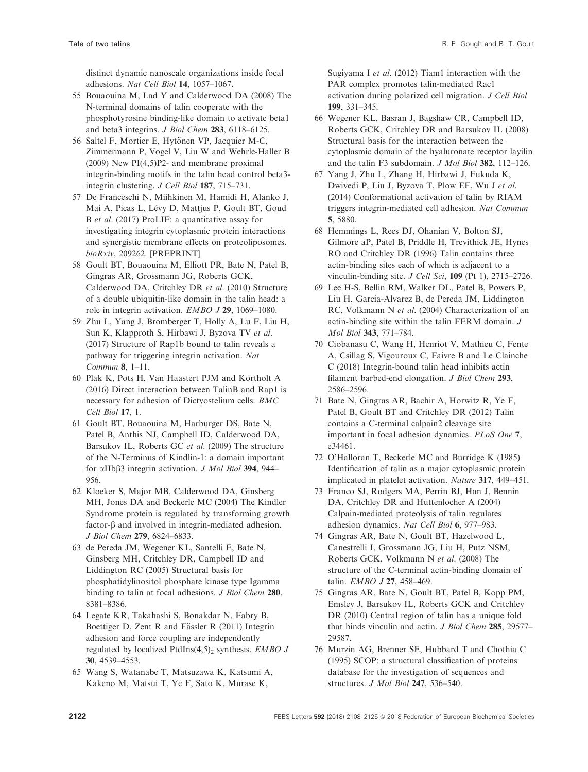distinct dynamic nanoscale organizations inside focal adhesions. *Nat Cell Biol* **14**, 1057–1067.

55 Bouaouina M, Lad Y and Calderwood DA (2008) The N-terminal domains of talin cooperate with the phosphotyrosine binding-like domain to activate beta1 and beta3 integrins. *J Biol Chem* **283**, 6118–6125.

56 Saltel F, Mortier E, Hytönen VP, Jacquier M-C, Zimmermann P, Vogel V, Liu W and Wehrle-Haller B (2009) New PI(4,5)P2- and membrane proximal integrin-binding motifs in the talin head control beta3-integrin clustering. *J Cell Biol* **187**, 715–731.

57 De Franceschi N, Miihkinen M, Hamidi H, Alanko J, Mai A, Picas L, Lévy D, Mattjus P, Goult BT, Goud B *et al*. (2017) ProLIF: a quantitative assay for investigating integrin cytoplasmic protein interactions and synergistic membrane effects on proteoliposomes. *bioRxiv*, 209262. [PREPRINT]

58 Goult BT, Bouaouina M, Elliott PR, Bate N, Patel B, Gingras AR, Grossmann JG, Roberts GCK, Calderwood DA, Critchley DR *et al*. (2010) Structure of a double ubiquitin-like domain in the talin head: a role in integrin activation. *EMBO J* **29**, 1069–1080.

59 Zhu L, Yang J, Bromberger T, Holly A, Lu F, Liu H, Sun K, Klapproth S, Hirbawi J, Byzova TV *et al*. (2017) Structure of Rap1b bound to talin reveals a pathway for triggering integrin activation. *Nat Commun* **8**, 1–11.

60 Plak K, Pots H, Van Haastert PJM and Kortholt A (2016) Direct interaction between TalinB and Rap1 is necessary for adhesion of Dictyostelium cells. *BMC Cell Biol* **17**, 1.

61 Goult BT, Bouaouina M, Harburger DS, Bate N, Patel B, Anthis NJ, Campbell ID, Calderwood DA, Barsukov IL, Roberts GC *et al*. (2009) The structure of the N-Terminus of Kindlin-1: a domain important for αIIbβ3 integrin activation. *J Mol Biol* **394**, 944–956.

62 Kloeker S, Major MB, Calderwood DA, Ginsberg MH, Jones DA and Beckerle MC (2004) The Kindler Syndrome protein is regulated by transforming growth factor-β and involved in integrin-mediated adhesion. *J Biol Chem* **279**, 6824–6833.

63 de Pereda JM, Wegener KL, Santelli E, Bate N, Ginsberg MH, Critchley DR, Campbell ID and Liddington RC (2005) Structural basis for phosphatidylinositol phosphate kinase type Igamma binding to talin at focal adhesions. *J Biol Chem* **280**, 8381–8386.

64 Legate KR, Takahashi S, Bonakdar N, Fabry B, Boettiger D, Zent R and Fässler R (2011) Integrin adhesion and force coupling are independently regulated by localized PtdIns(4,5)$_2$ synthesis. *EMBO J* **30**, 4539–4553.

65 Wang S, Watanabe T, Matsuzawa K, Katsumi A, Kakeno M, Matsui T, Ye F, Sato K, Murase K, Sugiyama I *et al*. (2012) Tiam1 interaction with the PAR complex promotes talin-mediated Rac1 activation during polarized cell migration. *J Cell Biol* **199**, 331–345.

66 Wegener KL, Basran J, Bagshaw CR, Campbell ID, Roberts GCK, Critchley DR and Barsukov IL (2008) Structural basis for the interaction between the cytoplasmic domain of the hyaluronate receptor layilin and the talin F3 subdomain. *J Mol Biol* **382**, 112–126.

67 Yang J, Zhu L, Zhang H, Hirbawi J, Fukuda K, Dwivedi P, Liu J, Byzova T, Plow EF, Wu J *et al*. (2014) Conformational activation of talin by RIAM triggers integrin-mediated cell adhesion. *Nat Commun* **5**, 5880.

68 Hemmings L, Rees DJ, Ohanian V, Bolton SJ, Gilmore aP, Patel B, Priddle H, Trevithick JE, Hynes RO and Critchley DR (1996) Talin contains three actin-binding sites each of which is adjacent to a vinculin-binding site. *J Cell Sci*, **109** (Pt 1), 2715–2726.

69 Lee H-S, Bellin RM, Walker DL, Patel B, Powers P, Liu H, Garcia-Alvarez B, de Pereda JM, Liddington RC, Volkmann N *et al*. (2004) Characterization of an actin-binding site within the talin FERM domain. *J Mol Biol* **343**, 771–784.

70 Ciobanasu C, Wang H, Henriot V, Mathieu C, Fente A, Csillag S, Vigouroux C, Faivre B and Le Clainche C (2018) Integrin-bound talin head inhibits actin filament barbed-end elongation. *J Biol Chem* **293**, 2586–2596.

71 Bate N, Gingras AR, Bachir A, Horwitz R, Ye F, Patel B, Goult BT and Critchley DR (2012) Talin contains a C-terminal calpain2 cleavage site important in focal adhesion dynamics. *PLoS One* **7**, e34461.

72 O'Halloran T, Beckerle MC and Burridge K (1985) Identification of talin as a major cytoplasmic protein implicated in platelet activation. *Nature* **317**, 449–451.

73 Franco SJ, Rodgers MA, Perrin BJ, Han J, Bennin DA, Critchley DR and Huttenlocher A (2004) Calpain-mediated proteolysis of talin regulates adhesion dynamics. *Nat Cell Biol* **6**, 977–983.

74 Gingras AR, Bate N, Goult BT, Hazelwood L, Canestrelli I, Grossmann JG, Liu H, Putz NSM, Roberts GCK, Volkmann N *et al*. (2008) The structure of the C-terminal actin-binding domain of talin. *EMBO J* **27**, 458–469.

75 Gingras AR, Bate N, Goult BT, Patel B, Kopp PM, Emsley J, Barsukov IL, Roberts GCK and Critchley DR (2010) Central region of talin has a unique fold that binds vinculin and actin. *J Biol Chem* **285**, 29577–29587.

76 Murzin AG, Brenner SE, Hubbard T and Chothia C (1995) SCOP: a structural classification of proteins database for the investigation of sequences and structures. *J Mol Biol* **247**, 536–540.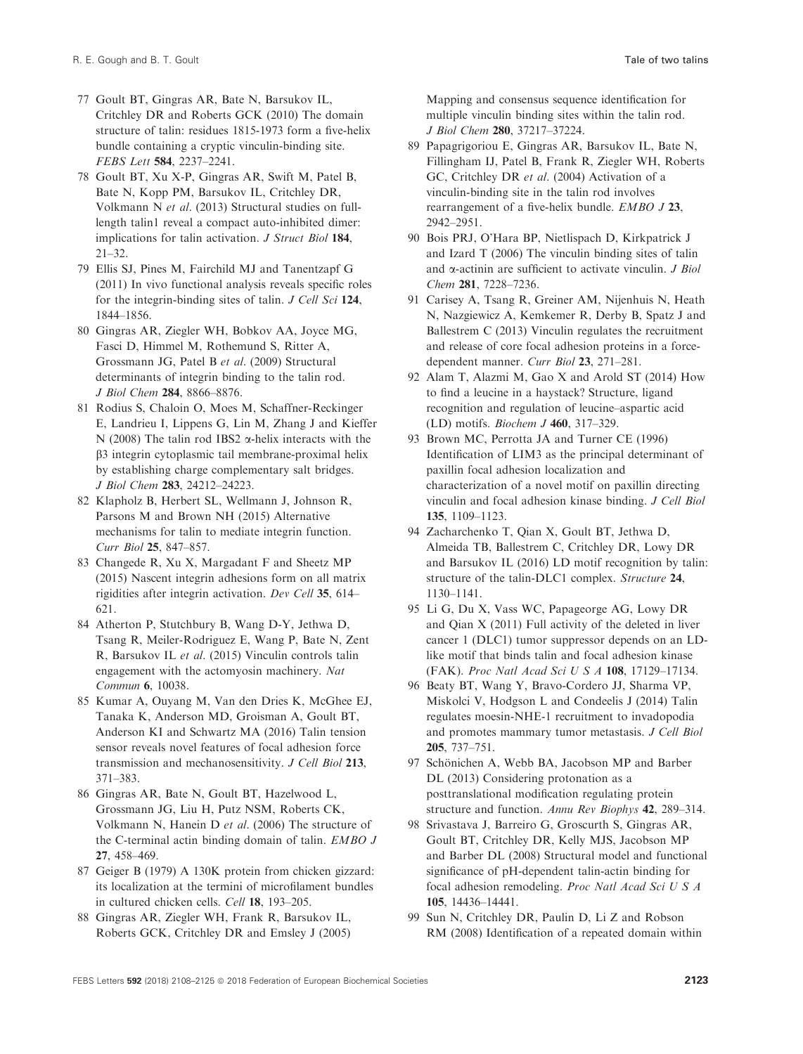77 Goult BT, Gingras AR, Bate N, Barsukov IL, Critchley DR and Roberts GCK (2010) The domain structure of talin: residues 1815-1973 form a five-helix bundle containing a cryptic vinculin-binding site. *FEBS Lett* **584**, 2237–2241.

78 Goult BT, Xu X-P, Gingras AR, Swift M, Patel B, Bate N, Kopp PM, Barsukov IL, Critchley DR, Volkmann N *et al*. (2013) Structural studies on full-length talin1 reveal a compact auto-inhibited dimer: implications for talin activation. *J Struct Biol* **184**, 21–32.

79 Ellis SJ, Pines M, Fairchild MJ and Tanentzapf G (2011) In vivo functional analysis reveals specific roles for the integrin-binding sites of talin. *J Cell Sci* **124**, 1844–1856.

80 Gingras AR, Ziegler WH, Bobkov AA, Joyce MG, Fasci D, Himmel M, Rothemund S, Ritter A, Grossmann JG, Patel B *et al*. (2009) Structural determinants of integrin binding to the talin rod. *J Biol Chem* **284**, 8866–8876.

81 Rodius S, Chaloin O, Moes M, Schaffner-Reckinger E, Landrieu I, Lippens G, Lin M, Zhang J and Kieffer N (2008) The talin rod IBS2 α-helix interacts with the β3 integrin cytoplasmic tail membrane-proximal helix by establishing charge complementary salt bridges. *J Biol Chem* **283**, 24212–24223.

82 Klapholz B, Herbert SL, Wellmann J, Johnson R, Parsons M and Brown NH (2015) Alternative mechanisms for talin to mediate integrin function. *Curr Biol* **25**, 847–857.

83 Changede R, Xu X, Margadant F and Sheetz MP (2015) Nascent integrin adhesions form on all matrix rigidities after integrin activation. *Dev Cell* **35**, 614–621.

84 Atherton P, Stutchbury B, Wang D-Y, Jethwa D, Tsang R, Meiler-Rodriguez E, Wang P, Bate N, Zent R, Barsukov IL *et al*. (2015) Vinculin controls talin engagement with the actomyosin machinery. *Nat Commun* **6**, 10038.

85 Kumar A, Ouyang M, Van den Dries K, McGhee EJ, Tanaka K, Anderson MD, Groisman A, Goult BT, Anderson KI and Schwartz MA (2016) Talin tension sensor reveals novel features of focal adhesion force transmission and mechanosensitivity. *J Cell Biol* **213**, 371–383.

86 Gingras AR, Bate N, Goult BT, Hazelwood L, Grossmann JG, Liu H, Putz NSM, Roberts CK, Volkmann N, Hanein D *et al*. (2006) The structure of the C-terminal actin binding domain of talin. *EMBO J* **27**, 458–469.

87 Geiger B (1979) A 130K protein from chicken gizzard: its localization at the termini of microfilament bundles in cultured chicken cells. *Cell* **18**, 193–205.

88 Gingras AR, Ziegler WH, Frank R, Barsukov IL, Roberts GCK, Critchley DR and Emsley J (2005) Mapping and consensus sequence identification for multiple vinculin binding sites within the talin rod. *J Biol Chem* **280**, 37217–37224.

89 Papagrigoriou E, Gingras AR, Barsukov IL, Bate N, Fillingham IJ, Patel B, Frank R, Ziegler WH, Roberts GC, Critchley DR *et al*. (2004) Activation of a vinculin-binding site in the talin rod involves rearrangement of a five-helix bundle. *EMBO J* **23**, 2942–2951.

90 Bois PRJ, O'Hara BP, Nietlispach D, Kirkpatrick J and Izard T (2006) The vinculin binding sites of talin and α-actinin are sufficient to activate vinculin. *J Biol Chem* **281**, 7228–7236.

91 Carisey A, Tsang R, Greiner AM, Nijenhuis N, Heath N, Nazgiewicz A, Kemkemer R, Derby B, Spatz J and Ballestrem C (2013) Vinculin regulates the recruitment and release of core focal adhesion proteins in a force-dependent manner. *Curr Biol* **23**, 271–281.

92 Alam T, Alazmi M, Gao X and Arold ST (2014) How to find a leucine in a haystack? Structure, ligand recognition and regulation of leucine–aspartic acid (LD) motifs. *Biochem J* **460**, 317–329.

93 Brown MC, Perrotta JA and Turner CE (1996) Identification of LIM3 as the principal determinant of paxillin focal adhesion localization and characterization of a novel motif on paxillin directing vinculin and focal adhesion kinase binding. *J Cell Biol* **135**, 1109–1123.

94 Zacharchenko T, Qian X, Goult BT, Jethwa D, Almeida TB, Ballestrem C, Critchley DR, Lowy DR and Barsukov IL (2016) LD motif recognition by talin: structure of the talin-DLC1 complex. *Structure* **24**, 1130–1141.

95 Li G, Du X, Vass WC, Papageorge AG, Lowy DR and Qian X (2011) Full activity of the deleted in liver cancer 1 (DLC1) tumor suppressor depends on an LD-like motif that binds talin and focal adhesion kinase (FAK). *Proc Natl Acad Sci U S A* **108**, 17129–17134.

96 Beaty BT, Wang Y, Bravo-Cordero JJ, Sharma VP, Miskolci V, Hodgson L and Condeelis J (2014) Talin regulates moesin-NHE-1 recruitment to invadopodia and promotes mammary tumor metastasis. *J Cell Biol* **205**, 737–751.

97 Schönichen A, Webb BA, Jacobson MP and Barber DL (2013) Considering protonation as a posttranslational modification regulating protein structure and function. *Annu Rev Biophys* **42**, 289–314.

98 Srivastava J, Barreiro G, Groscurth S, Gingras AR, Goult BT, Critchley DR, Kelly MJS, Jacobson MP and Barber DL (2008) Structural model and functional significance of pH-dependent talin-actin binding for focal adhesion remodeling. *Proc Natl Acad Sci U S A* **105**, 14436–14441.

99 Sun N, Critchley DR, Paulin D, Li Z and Robson RM (2008) Identification of a repeated domain within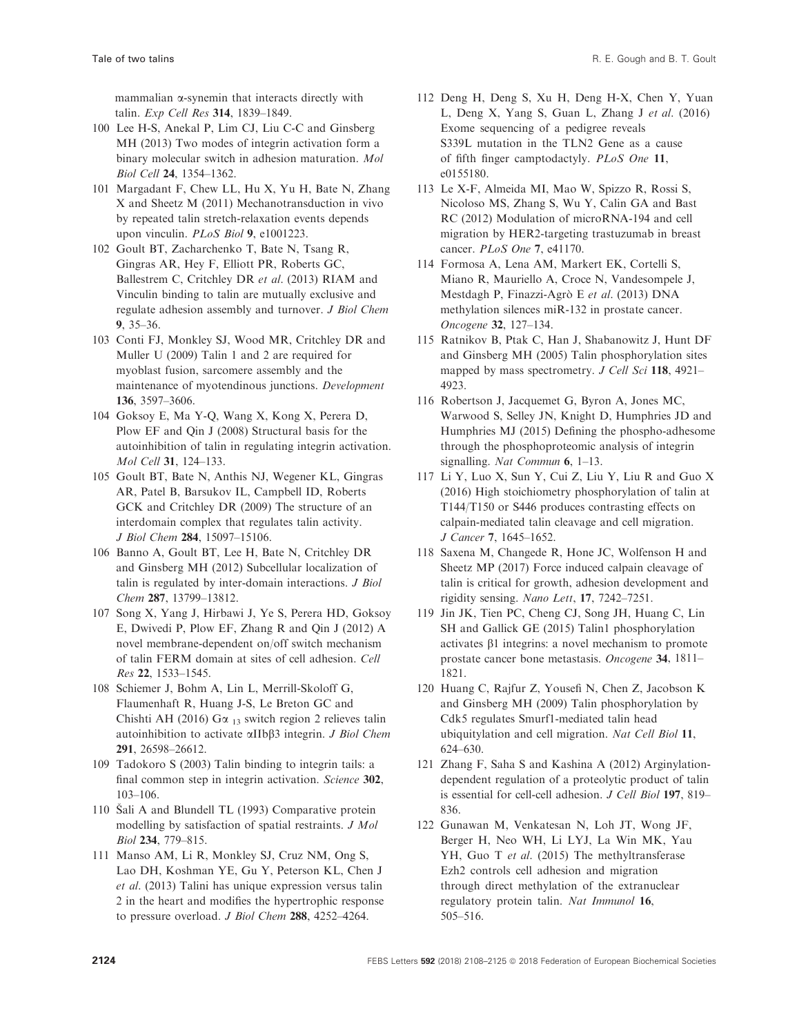mammalian α-synemin that interacts directly with talin. *Exp Cell Res* **314**, 1839–1849.

100 Lee H-S, Anekal P, Lim CJ, Liu C-C and Ginsberg MH (2013) Two modes of integrin activation form a binary molecular switch in adhesion maturation. *Mol Biol Cell* **24**, 1354–1362.

101 Margadant F, Chew LL, Hu X, Yu H, Bate N, Zhang X and Sheetz M (2011) Mechanotransduction in vivo by repeated talin stretch-relaxation events depends upon vinculin. *PLoS Biol* **9**, e1001223.

102 Goult BT, Zacharchenko T, Bate N, Tsang R, Gingras AR, Hey F, Elliott PR, Roberts GC, Ballestrem C, Critchley DR *et al*. (2013) RIAM and Vinculin binding to talin are mutually exclusive and regulate adhesion assembly and turnover. *J Biol Chem* **9**, 35–36.

103 Conti FJ, Monkley SJ, Wood MR, Critchley DR and Muller U (2009) Talin 1 and 2 are required for myoblast fusion, sarcomere assembly and the maintenance of myotendinous junctions. *Development* **136**, 3597–3606.

104 Goksoy E, Ma Y-Q, Wang X, Kong X, Perera D, Plow EF and Qin J (2008) Structural basis for the autoinhibition of talin in regulating integrin activation. *Mol Cell* **31**, 124–133.

105 Goult BT, Bate N, Anthis NJ, Wegener KL, Gingras AR, Patel B, Barsukov IL, Campbell ID, Roberts GCK and Critchley DR (2009) The structure of an interdomain complex that regulates talin activity. *J Biol Chem* **284**, 15097–15106.

106 Banno A, Goult BT, Lee H, Bate N, Critchley DR and Ginsberg MH (2012) Subcellular localization of talin is regulated by inter-domain interactions. *J Biol Chem* **287**, 13799–13812.

107 Song X, Yang J, Hirbawi J, Ye S, Perera HD, Goksoy E, Dwivedi P, Plow EF, Zhang R and Qin J (2012) A novel membrane-dependent on/off switch mechanism of talin FERM domain at sites of cell adhesion. *Cell Res* **22**, 1533–1545.

108 Schiemer J, Bohm A, Lin L, Merrill-Skoloff G, Flaumenhaft R, Huang J-S, Le Breton GC and Chishti AH (2016) G$\alpha_{13}$ switch region 2 relieves talin autoinhibition to activate αIIbβ3 integrin. *J Biol Chem* **291**, 26598–26612.

109 Tadokoro S (2003) Talin binding to integrin tails: a final common step in integrin activation. *Science* **302**, 103–106.

110 Šali A and Blundell TL (1993) Comparative protein modelling by satisfaction of spatial restraints. *J Mol Biol* **234**, 779–815.

111 Manso AM, Li R, Monkley SJ, Cruz NM, Ong S, Lao DH, Koshman YE, Gu Y, Peterson KL, Chen J *et al*. (2013) Talini has unique expression versus talin 2 in the heart and modifies the hypertrophic response to pressure overload. *J Biol Chem* **288**, 4252–4264.

112 Deng H, Deng S, Xu H, Deng H-X, Chen Y, Yuan L, Deng X, Yang S, Guan L, Zhang J *et al*. (2016) Exome sequencing of a pedigree reveals S339L mutation in the TLN2 Gene as a cause of fifth finger camptodactyly. *PLoS One* **11**, e0155180.

113 Le X-F, Almeida MI, Mao W, Spizzo R, Rossi S, Nicoloso MS, Zhang S, Wu Y, Calin GA and Bast RC (2012) Modulation of microRNA-194 and cell migration by HER2-targeting trastuzumab in breast cancer. *PLoS One* **7**, e41170.

114 Formosa A, Lena AM, Markert EK, Cortelli S, Miano R, Mauriello A, Croce N, Vandesompele J, Mestdagh P, Finazzi-Agrò E *et al*. (2013) DNA methylation silences miR-132 in prostate cancer. *Oncogene* **32**, 127–134.

115 Ratnikov B, Ptak C, Han J, Shabanowitz J, Hunt DF and Ginsberg MH (2005) Talin phosphorylation sites mapped by mass spectrometry. *J Cell Sci* **118**, 4921–4923.

116 Robertson J, Jacquemet G, Byron A, Jones MC, Warwood S, Selley JN, Knight D, Humphries JD and Humphries MJ (2015) Defining the phospho-adhesome through the phosphoproteomic analysis of integrin signalling. *Nat Commun* **6**, 1–13.

117 Li Y, Luo X, Sun Y, Cui Z, Liu Y, Liu R and Guo X (2016) High stoichiometry phosphorylation of talin at T144/T150 or S446 produces contrasting effects on calpain-mediated talin cleavage and cell migration. *J Cancer* **7**, 1645–1652.

118 Saxena M, Changede R, Hone JC, Wolfenson H and Sheetz MP (2017) Force induced calpain cleavage of talin is critical for growth, adhesion development and rigidity sensing. *Nano Lett*, **17**, 7242–7251.

119 Jin JK, Tien PC, Cheng CJ, Song JH, Huang C, Lin SH and Gallick GE (2015) Talin1 phosphorylation activates β1 integrins: a novel mechanism to promote prostate cancer bone metastasis. *Oncogene* **34**, 1811–1821.

120 Huang C, Rajfur Z, Yousefi N, Chen Z, Jacobson K and Ginsberg MH (2009) Talin phosphorylation by Cdk5 regulates Smurf1-mediated talin head ubiquitylation and cell migration. *Nat Cell Biol* **11**, 624–630.

121 Zhang F, Saha S and Kashina A (2012) Arginylation-dependent regulation of a proteolytic product of talin is essential for cell-cell adhesion. *J Cell Biol* **197**, 819–836.

122 Gunawan M, Venkatesan N, Loh JT, Wong JF, Berger H, Neo WH, Li LYJ, La Win MK, Yau YH, Guo T *et al*. (2015) The methyltransferase Ezh2 controls cell adhesion and migration through direct methylation of the extranuclear regulatory protein talin. *Nat Immunol* **16**, 505–516.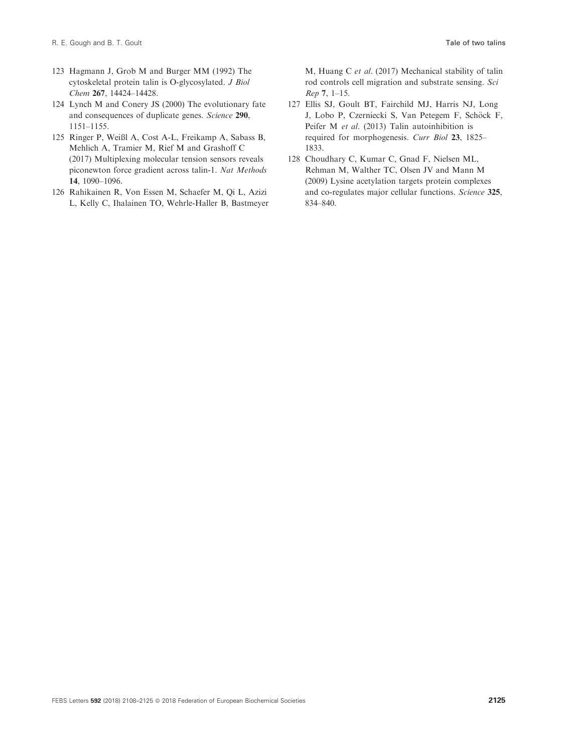123 Hagmann J, Grob M and Burger MM (1992) The cytoskeletal protein talin is O-glycosylated. *J Biol Chem* **267**, 14424–14428.

124 Lynch M and Conery JS (2000) The evolutionary fate and consequences of duplicate genes. *Science* **290**, 1151–1155.

125 Ringer P, Weißl A, Cost A-L, Freikamp A, Sabass B, Mehlich A, Tramier M, Rief M and Grashoff C (2017) Multiplexing molecular tension sensors reveals piconewton force gradient across talin-1. *Nat Methods* **14**, 1090–1096.

126 Rahikainen R, Von Essen M, Schaefer M, Qi L, Azizi L, Kelly C, Ihalainen TO, Wehrle-Haller B, Bastmeyer M, Huang C *et al*. (2017) Mechanical stability of talin rod controls cell migration and substrate sensing. *Sci Rep* **7**, 1–15.

127 Ellis SJ, Goult BT, Fairchild MJ, Harris NJ, Long J, Lobo P, Czerniecki S, Van Petegem F, Schöck F, Peifer M *et al*. (2013) Talin autoinhibition is required for morphogenesis. *Curr Biol* **23**, 1825–1833.

128 Choudhary C, Kumar C, Gnad F, Nielsen ML, Rehman M, Walther TC, Olsen JV and Mann M (2009) Lysine acetylation targets protein complexes and co-regulates major cellular functions. *Science* **325**, 834–840.